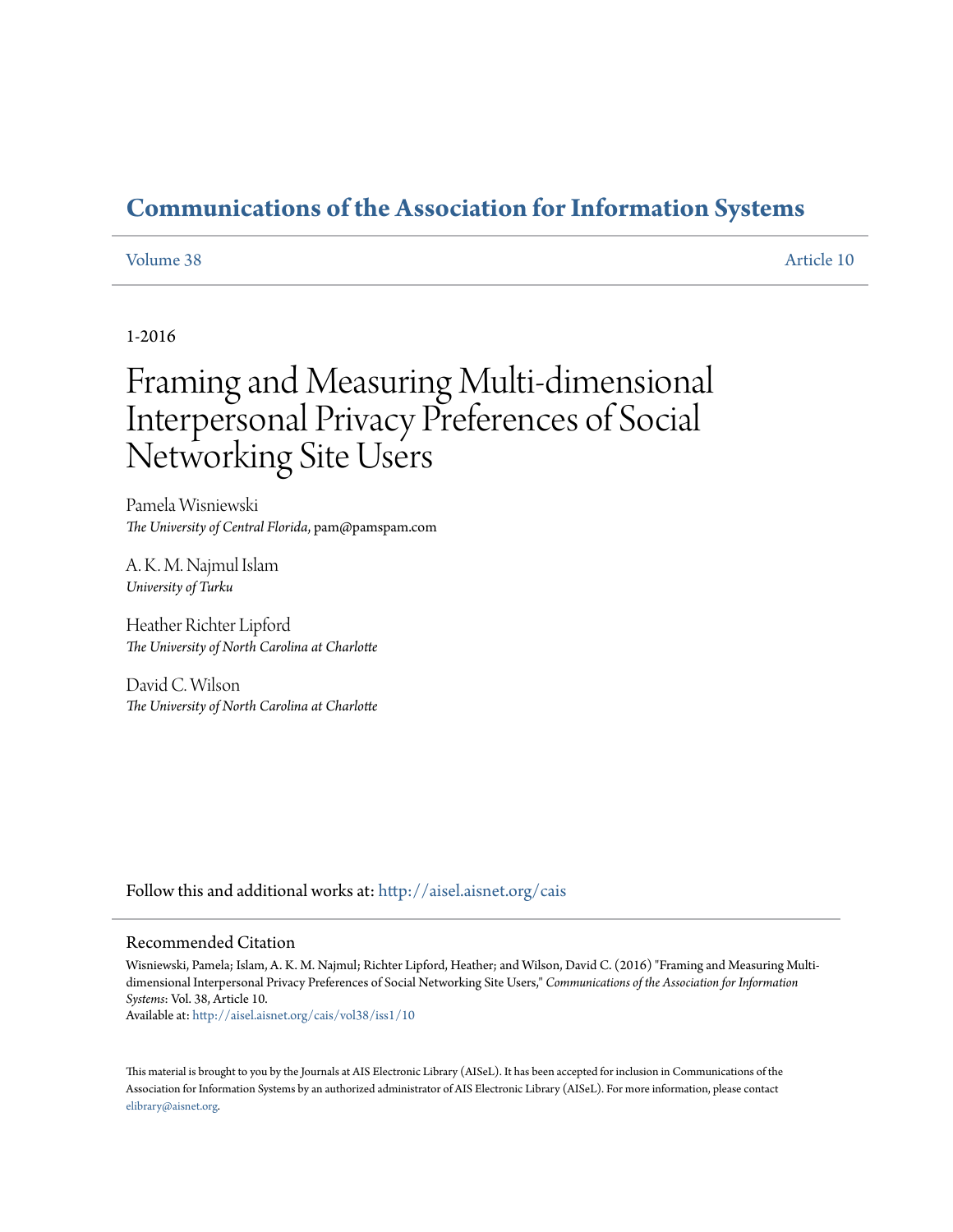# Communications of the Association for Information Systems

Volume 38 Article 10

1-2016

# Framing and Measuring Multi-dimensional Interpersonal Privacy Preferences of Social Networking Site Users

Pamela Wisniewski
*The University of Central Florida*, pam@pamspam.com

A. K. M. Najmul Islam
*University of Turku*

Heather Richter Lipford
*The University of North Carolina at Charlotte*

David C. Wilson
*The University of North Carolina at Charlotte*

Follow this and additional works at: http://aisel.aisnet.org/cais

## Recommended Citation

Wisniewski, Pamela; Islam, A. K. M. Najmul; Richter Lipford, Heather; and Wilson, David C. (2016) "Framing and Measuring Multi-dimensional Interpersonal Privacy Preferences of Social Networking Site Users," *Communications of the Association for Information Systems*: Vol. 38, Article 10.
Available at: http://aisel.aisnet.org/cais/vol38/iss1/10

This material is brought to you by the Journals at AIS Electronic Library (AISeL). It has been accepted for inclusion in Communications of the Association for Information Systems by an authorized administrator of AIS Electronic Library (AISeL). For more information, please contact elibrary@aisnet.org.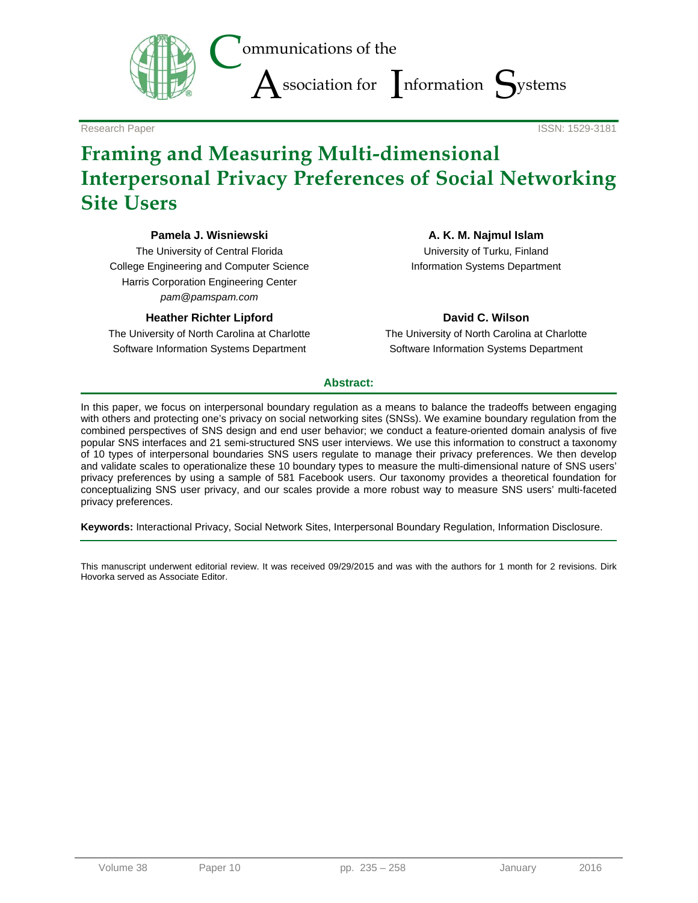Research Paper | ISSN: 1529-3181

# Framing and Measuring Multi-dimensional Interpersonal Privacy Preferences of Social Networking Site Users

**Pamela J. Wisniewski**
The University of Central Florida
College Engineering and Computer Science
Harris Corporation Engineering Center
*pam@pamspam.com*

**A. K. M. Najmul Islam**
University of Turku, Finland
Information Systems Department

**Heather Richter Lipford**
The University of North Carolina at Charlotte
Software Information Systems Department

**David C. Wilson**
The University of North Carolina at Charlotte
Software Information Systems Department

## Abstract:

In this paper, we focus on interpersonal boundary regulation as a means to balance the tradeoffs between engaging with others and protecting one's privacy on social networking sites (SNSs). We examine boundary regulation from the combined perspectives of SNS design and end user behavior; we conduct a feature-oriented domain analysis of five popular SNS interfaces and 21 semi-structured SNS user interviews. We use this information to construct a taxonomy of 10 types of interpersonal boundaries SNS users regulate to manage their privacy preferences. We then develop and validate scales to operationalize these 10 boundary types to measure the multi-dimensional nature of SNS users' privacy preferences by using a sample of 581 Facebook users. Our taxonomy provides a theoretical foundation for conceptualizing SNS user privacy, and our scales provide a more robust way to measure SNS users' multi-faceted privacy preferences.

**Keywords:** Interactional Privacy, Social Network Sites, Interpersonal Boundary Regulation, Information Disclosure.

This manuscript underwent editorial review. It was received 09/29/2015 and was with the authors for 1 month for 2 revisions. Dirk Hovorka served as Associate Editor.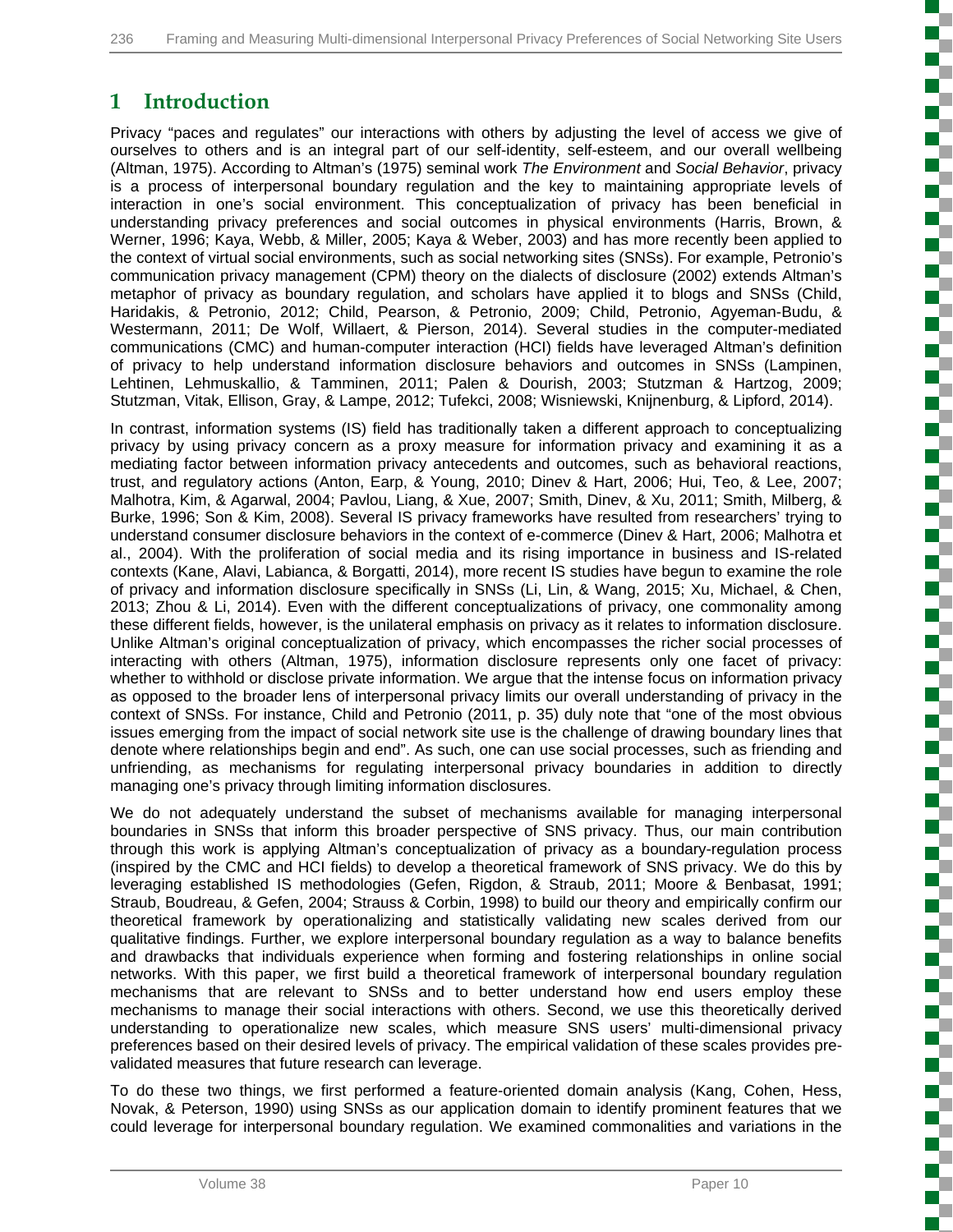# 1 Introduction

Privacy "paces and regulates" our interactions with others by adjusting the level of access we give of ourselves to others and is an integral part of our self-identity, self-esteem, and our overall wellbeing (Altman, 1975). According to Altman's (1975) seminal work *The Environment* and *Social Behavior*, privacy is a process of interpersonal boundary regulation and the key to maintaining appropriate levels of interaction in one's social environment. This conceptualization of privacy has been beneficial in understanding privacy preferences and social outcomes in physical environments (Harris, Brown, & Werner, 1996; Kaya, Webb, & Miller, 2005; Kaya & Weber, 2003) and has more recently been applied to the context of virtual social environments, such as social networking sites (SNSs). For example, Petronio's communication privacy management (CPM) theory on the dialects of disclosure (2002) extends Altman's metaphor of privacy as boundary regulation, and scholars have applied it to blogs and SNSs (Child, Haridakis, & Petronio, 2012; Child, Pearson, & Petronio, 2009; Child, Petronio, Agyeman-Budu, & Westermann, 2011; De Wolf, Willaert, & Pierson, 2014). Several studies in the computer-mediated communications (CMC) and human-computer interaction (HCI) fields have leveraged Altman's definition of privacy to help understand information disclosure behaviors and outcomes in SNSs (Lampinen, Lehtinen, Lehmuskallio, & Tamminen, 2011; Palen & Dourish, 2003; Stutzman & Hartzog, 2009; Stutzman, Vitak, Ellison, Gray, & Lampe, 2012; Tufekci, 2008; Wisniewski, Knijnenburg, & Lipford, 2014).

In contrast, information systems (IS) field has traditionally taken a different approach to conceptualizing privacy by using privacy concern as a proxy measure for information privacy and examining it as a mediating factor between information privacy antecedents and outcomes, such as behavioral reactions, trust, and regulatory actions (Anton, Earp, & Young, 2010; Dinev & Hart, 2006; Hui, Teo, & Lee, 2007; Malhotra, Kim, & Agarwal, 2004; Pavlou, Liang, & Xue, 2007; Smith, Dinev, & Xu, 2011; Smith, Milberg, & Burke, 1996; Son & Kim, 2008). Several IS privacy frameworks have resulted from researchers' trying to understand consumer disclosure behaviors in the context of e-commerce (Dinev & Hart, 2006; Malhotra et al., 2004). With the proliferation of social media and its rising importance in business and IS-related contexts (Kane, Alavi, Labianca, & Borgatti, 2014), more recent IS studies have begun to examine the role of privacy and information disclosure specifically in SNSs (Li, Lin, & Wang, 2015; Xu, Michael, & Chen, 2013; Zhou & Li, 2014). Even with the different conceptualizations of privacy, one commonality among these different fields, however, is the unilateral emphasis on privacy as it relates to information disclosure. Unlike Altman's original conceptualization of privacy, which encompasses the richer social processes of interacting with others (Altman, 1975), information disclosure represents only one facet of privacy: whether to withhold or disclose private information. We argue that the intense focus on information privacy as opposed to the broader lens of interpersonal privacy limits our overall understanding of privacy in the context of SNSs. For instance, Child and Petronio (2011, p. 35) duly note that "one of the most obvious issues emerging from the impact of social network site use is the challenge of drawing boundary lines that denote where relationships begin and end". As such, one can use social processes, such as friending and unfriending, as mechanisms for regulating interpersonal privacy boundaries in addition to directly managing one's privacy through limiting information disclosures.

We do not adequately understand the subset of mechanisms available for managing interpersonal boundaries in SNSs that inform this broader perspective of SNS privacy. Thus, our main contribution through this work is applying Altman's conceptualization of privacy as a boundary-regulation process (inspired by the CMC and HCI fields) to develop a theoretical framework of SNS privacy. We do this by leveraging established IS methodologies (Gefen, Rigdon, & Straub, 2011; Moore & Benbasat, 1991; Straub, Boudreau, & Gefen, 2004; Strauss & Corbin, 1998) to build our theory and empirically confirm our theoretical framework by operationalizing and statistically validating new scales derived from our qualitative findings. Further, we explore interpersonal boundary regulation as a way to balance benefits and drawbacks that individuals experience when forming and fostering relationships in online social networks. With this paper, we first build a theoretical framework of interpersonal boundary regulation mechanisms that are relevant to SNSs and to better understand how end users employ these mechanisms to manage their social interactions with others. Second, we use this theoretically derived understanding to operationalize new scales, which measure SNS users' multi-dimensional privacy preferences based on their desired levels of privacy. The empirical validation of these scales provides pre-validated measures that future research can leverage.

To do these two things, we first performed a feature-oriented domain analysis (Kang, Cohen, Hess, Novak, & Peterson, 1990) using SNSs as our application domain to identify prominent features that we could leverage for interpersonal boundary regulation. We examined commonalities and variations in the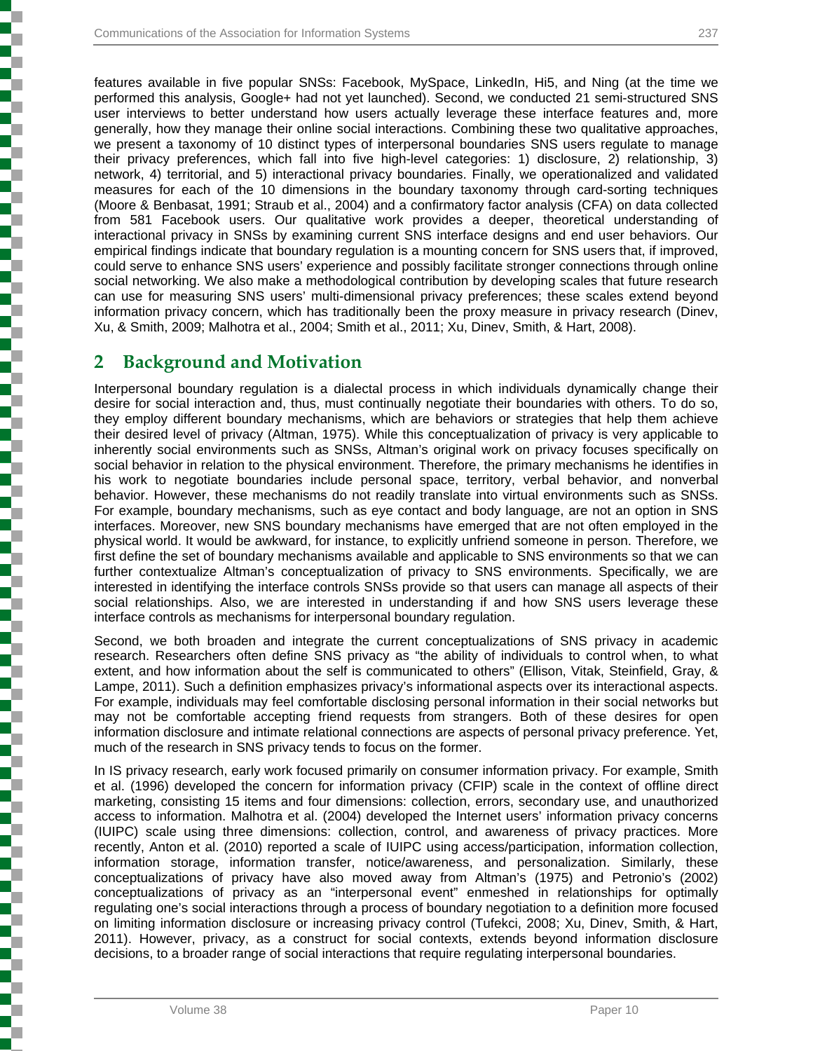features available in five popular SNSs: Facebook, MySpace, LinkedIn, Hi5, and Ning (at the time we performed this analysis, Google+ had not yet launched). Second, we conducted 21 semi-structured SNS user interviews to better understand how users actually leverage these interface features and, more generally, how they manage their online social interactions. Combining these two qualitative approaches, we present a taxonomy of 10 distinct types of interpersonal boundaries SNS users regulate to manage their privacy preferences, which fall into five high-level categories: 1) disclosure, 2) relationship, 3) network, 4) territorial, and 5) interactional privacy boundaries. Finally, we operationalized and validated measures for each of the 10 dimensions in the boundary taxonomy through card-sorting techniques (Moore & Benbasat, 1991; Straub et al., 2004) and a confirmatory factor analysis (CFA) on data collected from 581 Facebook users. Our qualitative work provides a deeper, theoretical understanding of interactional privacy in SNSs by examining current SNS interface designs and end user behaviors. Our empirical findings indicate that boundary regulation is a mounting concern for SNS users that, if improved, could serve to enhance SNS users' experience and possibly facilitate stronger connections through online social networking. We also make a methodological contribution by developing scales that future research can use for measuring SNS users' multi-dimensional privacy preferences; these scales extend beyond information privacy concern, which has traditionally been the proxy measure in privacy research (Dinev, Xu, & Smith, 2009; Malhotra et al., 2004; Smith et al., 2011; Xu, Dinev, Smith, & Hart, 2008).

## 2 Background and Motivation

Interpersonal boundary regulation is a dialectal process in which individuals dynamically change their desire for social interaction and, thus, must continually negotiate their boundaries with others. To do so, they employ different boundary mechanisms, which are behaviors or strategies that help them achieve their desired level of privacy (Altman, 1975). While this conceptualization of privacy is very applicable to inherently social environments such as SNSs, Altman's original work on privacy focuses specifically on social behavior in relation to the physical environment. Therefore, the primary mechanisms he identifies in his work to negotiate boundaries include personal space, territory, verbal behavior, and nonverbal behavior. However, these mechanisms do not readily translate into virtual environments such as SNSs. For example, boundary mechanisms, such as eye contact and body language, are not an option in SNS interfaces. Moreover, new SNS boundary mechanisms have emerged that are not often employed in the physical world. It would be awkward, for instance, to explicitly unfriend someone in person. Therefore, we first define the set of boundary mechanisms available and applicable to SNS environments so that we can further contextualize Altman's conceptualization of privacy to SNS environments. Specifically, we are interested in identifying the interface controls SNSs provide so that users can manage all aspects of their social relationships. Also, we are interested in understanding if and how SNS users leverage these interface controls as mechanisms for interpersonal boundary regulation.

Second, we both broaden and integrate the current conceptualizations of SNS privacy in academic research. Researchers often define SNS privacy as "the ability of individuals to control when, to what extent, and how information about the self is communicated to others" (Ellison, Vitak, Steinfield, Gray, & Lampe, 2011). Such a definition emphasizes privacy's informational aspects over its interactional aspects. For example, individuals may feel comfortable disclosing personal information in their social networks but may not be comfortable accepting friend requests from strangers. Both of these desires for open information disclosure and intimate relational connections are aspects of personal privacy preference. Yet, much of the research in SNS privacy tends to focus on the former.

In IS privacy research, early work focused primarily on consumer information privacy. For example, Smith et al. (1996) developed the concern for information privacy (CFIP) scale in the context of offline direct marketing, consisting 15 items and four dimensions: collection, errors, secondary use, and unauthorized access to information. Malhotra et al. (2004) developed the Internet users' information privacy concerns (IUIPC) scale using three dimensions: collection, control, and awareness of privacy practices. More recently, Anton et al. (2010) reported a scale of IUIPC using access/participation, information collection, information storage, information transfer, notice/awareness, and personalization. Similarly, these conceptualizations of privacy have also moved away from Altman's (1975) and Petronio's (2002) conceptualizations of privacy as an "interpersonal event" enmeshed in relationships for optimally regulating one's social interactions through a process of boundary negotiation to a definition more focused on limiting information disclosure or increasing privacy control (Tufekci, 2008; Xu, Dinev, Smith, & Hart, 2011). However, privacy, as a construct for social contexts, extends beyond information disclosure decisions, to a broader range of social interactions that require regulating interpersonal boundaries.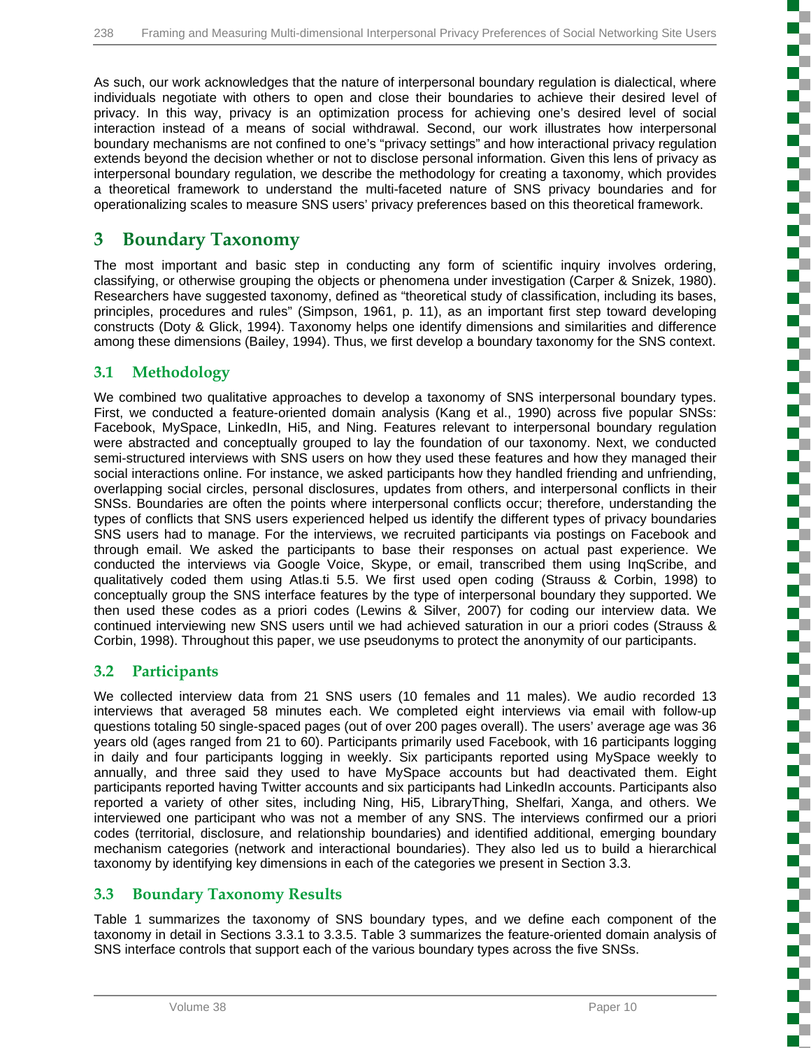As such, our work acknowledges that the nature of interpersonal boundary regulation is dialectical, where individuals negotiate with others to open and close their boundaries to achieve their desired level of privacy. In this way, privacy is an optimization process for achieving one's desired level of social interaction instead of a means of social withdrawal. Second, our work illustrates how interpersonal boundary mechanisms are not confined to one's "privacy settings" and how interactional privacy regulation extends beyond the decision whether or not to disclose personal information. Given this lens of privacy as interpersonal boundary regulation, we describe the methodology for creating a taxonomy, which provides a theoretical framework to understand the multi-faceted nature of SNS privacy boundaries and for operationalizing scales to measure SNS users' privacy preferences based on this theoretical framework.

# 3 Boundary Taxonomy

The most important and basic step in conducting any form of scientific inquiry involves ordering, classifying, or otherwise grouping the objects or phenomena under investigation (Carper & Snizek, 1980). Researchers have suggested taxonomy, defined as "theoretical study of classification, including its bases, principles, procedures and rules" (Simpson, 1961, p. 11), as an important first step toward developing constructs (Doty & Glick, 1994). Taxonomy helps one identify dimensions and similarities and difference among these dimensions (Bailey, 1994). Thus, we first develop a boundary taxonomy for the SNS context.

## 3.1 Methodology

We combined two qualitative approaches to develop a taxonomy of SNS interpersonal boundary types. First, we conducted a feature-oriented domain analysis (Kang et al., 1990) across five popular SNSs: Facebook, MySpace, LinkedIn, Hi5, and Ning. Features relevant to interpersonal boundary regulation were abstracted and conceptually grouped to lay the foundation of our taxonomy. Next, we conducted semi-structured interviews with SNS users on how they used these features and how they managed their social interactions online. For instance, we asked participants how they handled friending and unfriending, overlapping social circles, personal disclosures, updates from others, and interpersonal conflicts in their SNSs. Boundaries are often the points where interpersonal conflicts occur; therefore, understanding the types of conflicts that SNS users experienced helped us identify the different types of privacy boundaries SNS users had to manage. For the interviews, we recruited participants via postings on Facebook and through email. We asked the participants to base their responses on actual past experience. We conducted the interviews via Google Voice, Skype, or email, transcribed them using InqScribe, and qualitatively coded them using Atlas.ti 5.5. We first used open coding (Strauss & Corbin, 1998) to conceptually group the SNS interface features by the type of interpersonal boundary they supported. We then used these codes as a priori codes (Lewins & Silver, 2007) for coding our interview data. We continued interviewing new SNS users until we had achieved saturation in our a priori codes (Strauss & Corbin, 1998). Throughout this paper, we use pseudonyms to protect the anonymity of our participants.

## 3.2 Participants

We collected interview data from 21 SNS users (10 females and 11 males). We audio recorded 13 interviews that averaged 58 minutes each. We completed eight interviews via email with follow-up questions totaling 50 single-spaced pages (out of over 200 pages overall). The users' average age was 36 years old (ages ranged from 21 to 60). Participants primarily used Facebook, with 16 participants logging in daily and four participants logging in weekly. Six participants reported using MySpace weekly to annually, and three said they used to have MySpace accounts but had deactivated them. Eight participants reported having Twitter accounts and six participants had LinkedIn accounts. Participants also reported a variety of other sites, including Ning, Hi5, LibraryThing, Shelfari, Xanga, and others. We interviewed one participant who was not a member of any SNS. The interviews confirmed our a priori codes (territorial, disclosure, and relationship boundaries) and identified additional, emerging boundary mechanism categories (network and interactional boundaries). They also led us to build a hierarchical taxonomy by identifying key dimensions in each of the categories we present in Section 3.3.

## 3.3 Boundary Taxonomy Results

Table 1 summarizes the taxonomy of SNS boundary types, and we define each component of the taxonomy in detail in Sections 3.3.1 to 3.3.5. Table 3 summarizes the feature-oriented domain analysis of SNS interface controls that support each of the various boundary types across the five SNSs.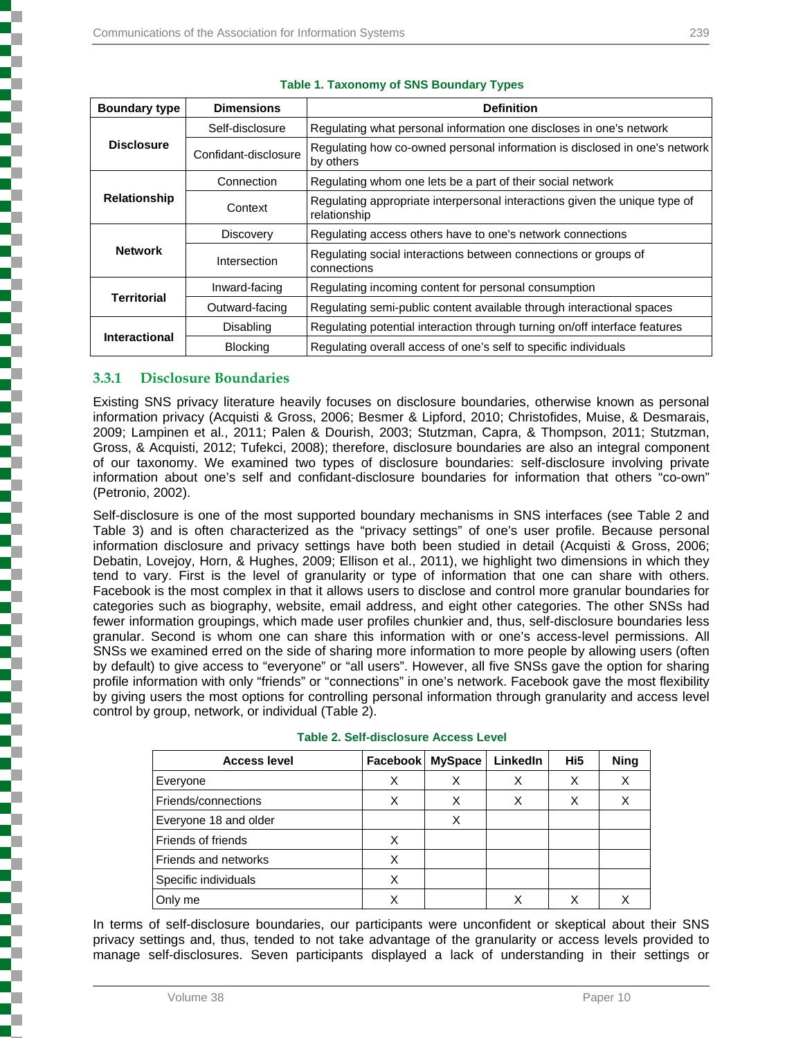**Table 1. Taxonomy of SNS Boundary Types**

| Boundary type | Dimensions | Definition |
|---|---|---|
| **Disclosure** | Self-disclosure | Regulating what personal information one discloses in one's network |
| | Confidant-disclosure | Regulating how co-owned personal information is disclosed in one's network by others |
| **Relationship** | Connection | Regulating whom one lets be a part of their social network |
| | Context | Regulating appropriate interpersonal interactions given the unique type of relationship |
| **Network** | Discovery | Regulating access others have to one's network connections |
| | Intersection | Regulating social interactions between connections or groups of connections |
| **Territorial** | Inward-facing | Regulating incoming content for personal consumption |
| | Outward-facing | Regulating semi-public content available through interactional spaces |
| **Interactional** | Disabling | Regulating potential interaction through turning on/off interface features |
| | Blocking | Regulating overall access of one's self to specific individuals |

### 3.3.1 Disclosure Boundaries

Existing SNS privacy literature heavily focuses on disclosure boundaries, otherwise known as personal information privacy (Acquisti & Gross, 2006; Besmer & Lipford, 2010; Christofides, Muise, & Desmarais, 2009; Lampinen et al., 2011; Palen & Dourish, 2003; Stutzman, Capra, & Thompson, 2011; Stutzman, Gross, & Acquisti, 2012; Tufekci, 2008); therefore, disclosure boundaries are also an integral component of our taxonomy. We examined two types of disclosure boundaries: self-disclosure involving private information about one's self and confidant-disclosure boundaries for information that others "co-own" (Petronio, 2002).

Self-disclosure is one of the most supported boundary mechanisms in SNS interfaces (see Table 2 and Table 3) and is often characterized as the "privacy settings" of one's user profile. Because personal information disclosure and privacy settings have both been studied in detail (Acquisti & Gross, 2006; Debatin, Lovejoy, Horn, & Hughes, 2009; Ellison et al., 2011), we highlight two dimensions in which they tend to vary. First is the level of granularity or type of information that one can share with others. Facebook is the most complex in that it allows users to disclose and control more granular boundaries for categories such as biography, website, email address, and eight other categories. The other SNSs had fewer information groupings, which made user profiles chunkier and, thus, self-disclosure boundaries less granular. Second is whom one can share this information with or one's access-level permissions. All SNSs we examined erred on the side of sharing more information to more people by allowing users (often by default) to give access to "everyone" or "all users". However, all five SNSs gave the option for sharing profile information with only "friends" or "connections" in one's network. Facebook gave the most flexibility by giving users the most options for controlling personal information through granularity and access level control by group, network, or individual (Table 2).

**Table 2. Self-disclosure Access Level**

| Access level | Facebook | MySpace | LinkedIn | Hi5 | Ning |
|---|---|---|---|---|---|
| Everyone | X | X | X | X | X |
| Friends/connections | X | X | X | X | X |
| Everyone 18 and older | | X | | | |
| Friends of friends | X | | | | |
| Friends and networks | X | | | | |
| Specific individuals | X | | | | |
| Only me | X | | X | X | X |

In terms of self-disclosure boundaries, our participants were unconfident or skeptical about their SNS privacy settings and, thus, tended to not take advantage of the granularity or access levels provided to manage self-disclosures. Seven participants displayed a lack of understanding in their settings or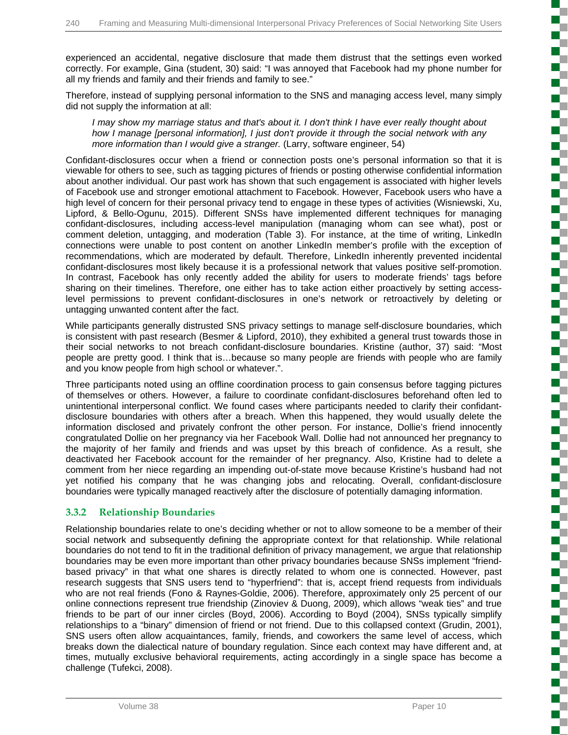experienced an accidental, negative disclosure that made them distrust that the settings even worked correctly. For example, Gina (student, 30) said: "I was annoyed that Facebook had my phone number for all my friends and family and their friends and family to see."

Therefore, instead of supplying personal information to the SNS and managing access level, many simply did not supply the information at all:

> *I may show my marriage status and that's about it. I don't think I have ever really thought about how I manage [personal information], I just don't provide it through the social network with any more information than I would give a stranger.* (Larry, software engineer, 54)

Confidant-disclosures occur when a friend or connection posts one's personal information so that it is viewable for others to see, such as tagging pictures of friends or posting otherwise confidential information about another individual. Our past work has shown that such engagement is associated with higher levels of Facebook use and stronger emotional attachment to Facebook. However, Facebook users who have a high level of concern for their personal privacy tend to engage in these types of activities (Wisniewski, Xu, Lipford, & Bello-Ogunu, 2015). Different SNSs have implemented different techniques for managing confidant-disclosures, including access-level manipulation (managing whom can see what), post or comment deletion, untagging, and moderation (Table 3). For instance, at the time of writing, LinkedIn connections were unable to post content on another LinkedIn member's profile with the exception of recommendations, which are moderated by default. Therefore, LinkedIn inherently prevented incidental confidant-disclosures most likely because it is a professional network that values positive self-promotion. In contrast, Facebook has only recently added the ability for users to moderate friends' tags before sharing on their timelines. Therefore, one either has to take action either proactively by setting access-level permissions to prevent confidant-disclosures in one's network or retroactively by deleting or untagging unwanted content after the fact.

While participants generally distrusted SNS privacy settings to manage self-disclosure boundaries, which is consistent with past research (Besmer & Lipford, 2010), they exhibited a general trust towards those in their social networks to not breach confidant-disclosure boundaries. Kristine (author, 37) said: "Most people are pretty good. I think that is…because so many people are friends with people who are family and you know people from high school or whatever.".

Three participants noted using an offline coordination process to gain consensus before tagging pictures of themselves or others. However, a failure to coordinate confidant-disclosures beforehand often led to unintentional interpersonal conflict. We found cases where participants needed to clarify their confidant-disclosure boundaries with others after a breach. When this happened, they would usually delete the information disclosed and privately confront the other person. For instance, Dollie's friend innocently congratulated Dollie on her pregnancy via her Facebook Wall. Dollie had not announced her pregnancy to the majority of her family and friends and was upset by this breach of confidence. As a result, she deactivated her Facebook account for the remainder of her pregnancy. Also, Kristine had to delete a comment from her niece regarding an impending out-of-state move because Kristine's husband had not yet notified his company that he was changing jobs and relocating. Overall, confidant-disclosure boundaries were typically managed reactively after the disclosure of potentially damaging information.

### 3.3.2 Relationship Boundaries

Relationship boundaries relate to one's deciding whether or not to allow someone to be a member of their social network and subsequently defining the appropriate context for that relationship. While relational boundaries do not tend to fit in the traditional definition of privacy management, we argue that relationship boundaries may be even more important than other privacy boundaries because SNSs implement "friend-based privacy" in that what one shares is directly related to whom one is connected. However, past research suggests that SNS users tend to "hyperfriend": that is, accept friend requests from individuals who are not real friends (Fono & Raynes-Goldie, 2006). Therefore, approximately only 25 percent of our online connections represent true friendship (Zinoviev & Duong, 2009), which allows "weak ties" and true friends to be part of our inner circles (Boyd, 2006). According to Boyd (2004), SNSs typically simplify relationships to a "binary" dimension of friend or not friend. Due to this collapsed context (Grudin, 2001), SNS users often allow acquaintances, family, friends, and coworkers the same level of access, which breaks down the dialectical nature of boundary regulation. Since each context may have different and, at times, mutually exclusive behavioral requirements, acting accordingly in a single space has become a challenge (Tufekci, 2008).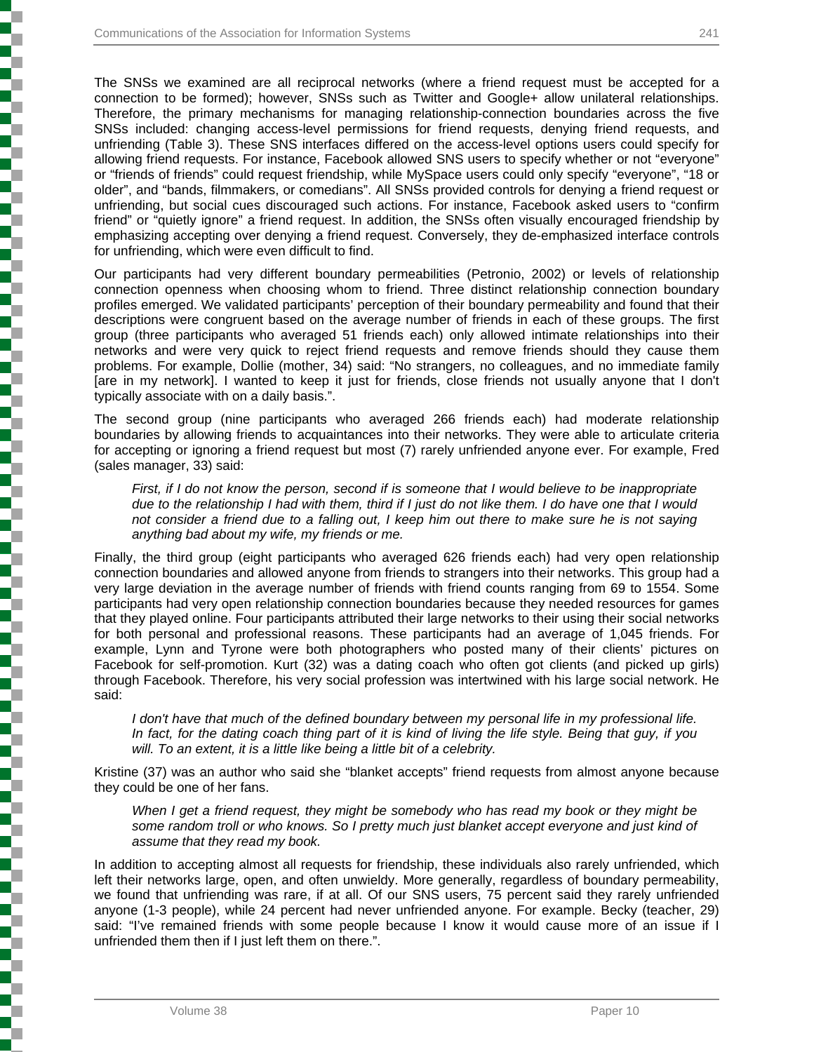The SNSs we examined are all reciprocal networks (where a friend request must be accepted for a connection to be formed); however, SNSs such as Twitter and Google+ allow unilateral relationships. Therefore, the primary mechanisms for managing relationship-connection boundaries across the five SNSs included: changing access-level permissions for friend requests, denying friend requests, and unfriending (Table 3). These SNS interfaces differed on the access-level options users could specify for allowing friend requests. For instance, Facebook allowed SNS users to specify whether or not "everyone" or "friends of friends" could request friendship, while MySpace users could only specify "everyone", "18 or older", and "bands, filmmakers, or comedians". All SNSs provided controls for denying a friend request or unfriending, but social cues discouraged such actions. For instance, Facebook asked users to "confirm friend" or "quietly ignore" a friend request. In addition, the SNSs often visually encouraged friendship by emphasizing accepting over denying a friend request. Conversely, they de-emphasized interface controls for unfriending, which were even difficult to find.

Our participants had very different boundary permeabilities (Petronio, 2002) or levels of relationship connection openness when choosing whom to friend. Three distinct relationship connection boundary profiles emerged. We validated participants' perception of their boundary permeability and found that their descriptions were congruent based on the average number of friends in each of these groups. The first group (three participants who averaged 51 friends each) only allowed intimate relationships into their networks and were very quick to reject friend requests and remove friends should they cause them problems. For example, Dollie (mother, 34) said: "No strangers, no colleagues, and no immediate family [are in my network]. I wanted to keep it just for friends, close friends not usually anyone that I don't typically associate with on a daily basis.".

The second group (nine participants who averaged 266 friends each) had moderate relationship boundaries by allowing friends to acquaintances into their networks. They were able to articulate criteria for accepting or ignoring a friend request but most (7) rarely unfriended anyone ever. For example, Fred (sales manager, 33) said:

> *First, if I do not know the person, second if is someone that I would believe to be inappropriate due to the relationship I had with them, third if I just do not like them. I do have one that I would not consider a friend due to a falling out, I keep him out there to make sure he is not saying anything bad about my wife, my friends or me.*

Finally, the third group (eight participants who averaged 626 friends each) had very open relationship connection boundaries and allowed anyone from friends to strangers into their networks. This group had a very large deviation in the average number of friends with friend counts ranging from 69 to 1554. Some participants had very open relationship connection boundaries because they needed resources for games that they played online. Four participants attributed their large networks to their using their social networks for both personal and professional reasons. These participants had an average of 1,045 friends. For example, Lynn and Tyrone were both photographers who posted many of their clients' pictures on Facebook for self-promotion. Kurt (32) was a dating coach who often got clients (and picked up girls) through Facebook. Therefore, his very social profession was intertwined with his large social network. He said:

> *I don't have that much of the defined boundary between my personal life in my professional life. In fact, for the dating coach thing part of it is kind of living the life style. Being that guy, if you will. To an extent, it is a little like being a little bit of a celebrity.*

Kristine (37) was an author who said she "blanket accepts" friend requests from almost anyone because they could be one of her fans.

> *When I get a friend request, they might be somebody who has read my book or they might be some random troll or who knows. So I pretty much just blanket accept everyone and just kind of assume that they read my book.*

In addition to accepting almost all requests for friendship, these individuals also rarely unfriended, which left their networks large, open, and often unwieldy. More generally, regardless of boundary permeability, we found that unfriending was rare, if at all. Of our SNS users, 75 percent said they rarely unfriended anyone (1-3 people), while 24 percent had never unfriended anyone. For example. Becky (teacher, 29) said: "I've remained friends with some people because I know it would cause more of an issue if I unfriended them then if I just left them on there.".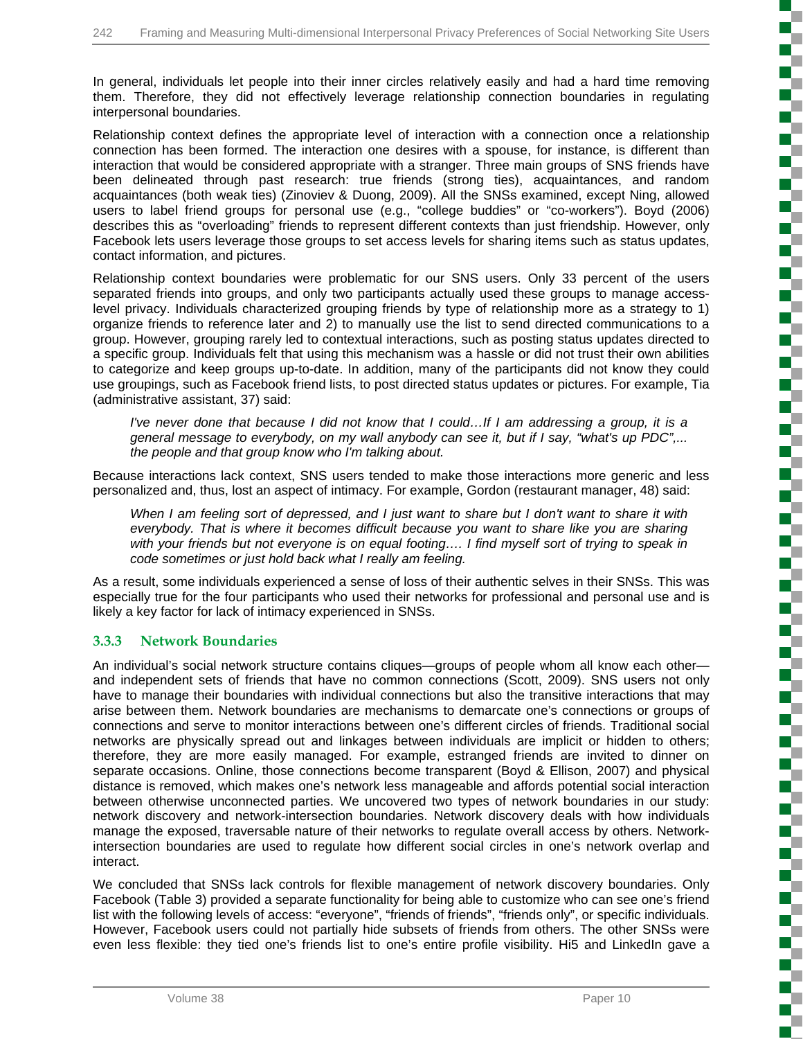In general, individuals let people into their inner circles relatively easily and had a hard time removing them. Therefore, they did not effectively leverage relationship connection boundaries in regulating interpersonal boundaries.

Relationship context defines the appropriate level of interaction with a connection once a relationship connection has been formed. The interaction one desires with a spouse, for instance, is different than interaction that would be considered appropriate with a stranger. Three main groups of SNS friends have been delineated through past research: true friends (strong ties), acquaintances, and random acquaintances (both weak ties) (Zinoviev & Duong, 2009). All the SNSs examined, except Ning, allowed users to label friend groups for personal use (e.g., "college buddies" or "co-workers"). Boyd (2006) describes this as "overloading" friends to represent different contexts than just friendship. However, only Facebook lets users leverage those groups to set access levels for sharing items such as status updates, contact information, and pictures.

Relationship context boundaries were problematic for our SNS users. Only 33 percent of the users separated friends into groups, and only two participants actually used these groups to manage access-level privacy. Individuals characterized grouping friends by type of relationship more as a strategy to 1) organize friends to reference later and 2) to manually use the list to send directed communications to a group. However, grouping rarely led to contextual interactions, such as posting status updates directed to a specific group. Individuals felt that using this mechanism was a hassle or did not trust their own abilities to categorize and keep groups up-to-date. In addition, many of the participants did not know they could use groupings, such as Facebook friend lists, to post directed status updates or pictures. For example, Tia (administrative assistant, 37) said:

> *I've never done that because I did not know that I could…If I am addressing a group, it is a general message to everybody, on my wall anybody can see it, but if I say, "what's up PDC",... the people and that group know who I'm talking about.*

Because interactions lack context, SNS users tended to make those interactions more generic and less personalized and, thus, lost an aspect of intimacy. For example, Gordon (restaurant manager, 48) said:

> *When I am feeling sort of depressed, and I just want to share but I don't want to share it with everybody. That is where it becomes difficult because you want to share like you are sharing with your friends but not everyone is on equal footing…. I find myself sort of trying to speak in code sometimes or just hold back what I really am feeling.*

As a result, some individuals experienced a sense of loss of their authentic selves in their SNSs. This was especially true for the four participants who used their networks for professional and personal use and is likely a key factor for lack of intimacy experienced in SNSs.

### 3.3.3 Network Boundaries

An individual's social network structure contains cliques—groups of people whom all know each other—and independent sets of friends that have no common connections (Scott, 2009). SNS users not only have to manage their boundaries with individual connections but also the transitive interactions that may arise between them. Network boundaries are mechanisms to demarcate one's connections or groups of connections and serve to monitor interactions between one's different circles of friends. Traditional social networks are physically spread out and linkages between individuals are implicit or hidden to others; therefore, they are more easily managed. For example, estranged friends are invited to dinner on separate occasions. Online, those connections become transparent (Boyd & Ellison, 2007) and physical distance is removed, which makes one's network less manageable and affords potential social interaction between otherwise unconnected parties. We uncovered two types of network boundaries in our study: network discovery and network-intersection boundaries. Network discovery deals with how individuals manage the exposed, traversable nature of their networks to regulate overall access by others. Network-intersection boundaries are used to regulate how different social circles in one's network overlap and interact.

We concluded that SNSs lack controls for flexible management of network discovery boundaries. Only Facebook (Table 3) provided a separate functionality for being able to customize who can see one's friend list with the following levels of access: "everyone", "friends of friends", "friends only", or specific individuals. However, Facebook users could not partially hide subsets of friends from others. The other SNSs were even less flexible: they tied one's friends list to one's entire profile visibility. Hi5 and LinkedIn gave a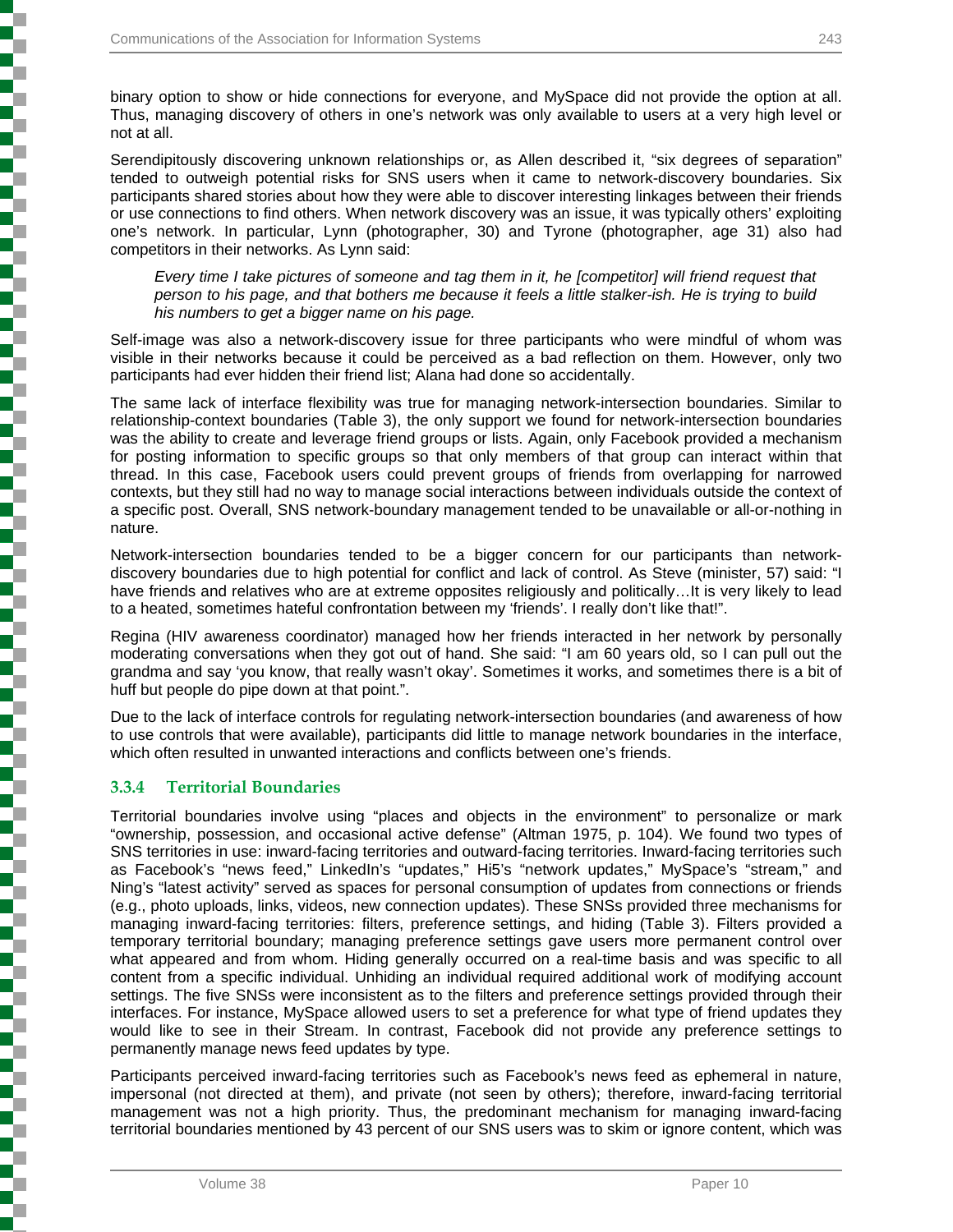binary option to show or hide connections for everyone, and MySpace did not provide the option at all. Thus, managing discovery of others in one's network was only available to users at a very high level or not at all.

Serendipitously discovering unknown relationships or, as Allen described it, "six degrees of separation" tended to outweigh potential risks for SNS users when it came to network-discovery boundaries. Six participants shared stories about how they were able to discover interesting linkages between their friends or use connections to find others. When network discovery was an issue, it was typically others' exploiting one's network. In particular, Lynn (photographer, 30) and Tyrone (photographer, age 31) also had competitors in their networks. As Lynn said:

> *Every time I take pictures of someone and tag them in it, he [competitor] will friend request that person to his page, and that bothers me because it feels a little stalker-ish. He is trying to build his numbers to get a bigger name on his page.*

Self-image was also a network-discovery issue for three participants who were mindful of whom was visible in their networks because it could be perceived as a bad reflection on them. However, only two participants had ever hidden their friend list; Alana had done so accidentally.

The same lack of interface flexibility was true for managing network-intersection boundaries. Similar to relationship-context boundaries (Table 3), the only support we found for network-intersection boundaries was the ability to create and leverage friend groups or lists. Again, only Facebook provided a mechanism for posting information to specific groups so that only members of that group can interact within that thread. In this case, Facebook users could prevent groups of friends from overlapping for narrowed contexts, but they still had no way to manage social interactions between individuals outside the context of a specific post. Overall, SNS network-boundary management tended to be unavailable or all-or-nothing in nature.

Network-intersection boundaries tended to be a bigger concern for our participants than network-discovery boundaries due to high potential for conflict and lack of control. As Steve (minister, 57) said: "I have friends and relatives who are at extreme opposites religiously and politically…It is very likely to lead to a heated, sometimes hateful confrontation between my 'friends'. I really don't like that!".

Regina (HIV awareness coordinator) managed how her friends interacted in her network by personally moderating conversations when they got out of hand. She said: "I am 60 years old, so I can pull out the grandma and say 'you know, that really wasn't okay'. Sometimes it works, and sometimes there is a bit of huff but people do pipe down at that point.".

Due to the lack of interface controls for regulating network-intersection boundaries (and awareness of how to use controls that were available), participants did little to manage network boundaries in the interface, which often resulted in unwanted interactions and conflicts between one's friends.

### 3.3.4 Territorial Boundaries

Territorial boundaries involve using "places and objects in the environment" to personalize or mark "ownership, possession, and occasional active defense" (Altman 1975, p. 104). We found two types of SNS territories in use: inward-facing territories and outward-facing territories. Inward-facing territories such as Facebook's "news feed," LinkedIn's "updates," Hi5's "network updates," MySpace's "stream," and Ning's "latest activity" served as spaces for personal consumption of updates from connections or friends (e.g., photo uploads, links, videos, new connection updates). These SNSs provided three mechanisms for managing inward-facing territories: filters, preference settings, and hiding (Table 3). Filters provided a temporary territorial boundary; managing preference settings gave users more permanent control over what appeared and from whom. Hiding generally occurred on a real-time basis and was specific to all content from a specific individual. Unhiding an individual required additional work of modifying account settings. The five SNSs were inconsistent as to the filters and preference settings provided through their interfaces. For instance, MySpace allowed users to set a preference for what type of friend updates they would like to see in their Stream. In contrast, Facebook did not provide any preference settings to permanently manage news feed updates by type.

Participants perceived inward-facing territories such as Facebook's news feed as ephemeral in nature, impersonal (not directed at them), and private (not seen by others); therefore, inward-facing territorial management was not a high priority. Thus, the predominant mechanism for managing inward-facing territorial boundaries mentioned by 43 percent of our SNS users was to skim or ignore content, which was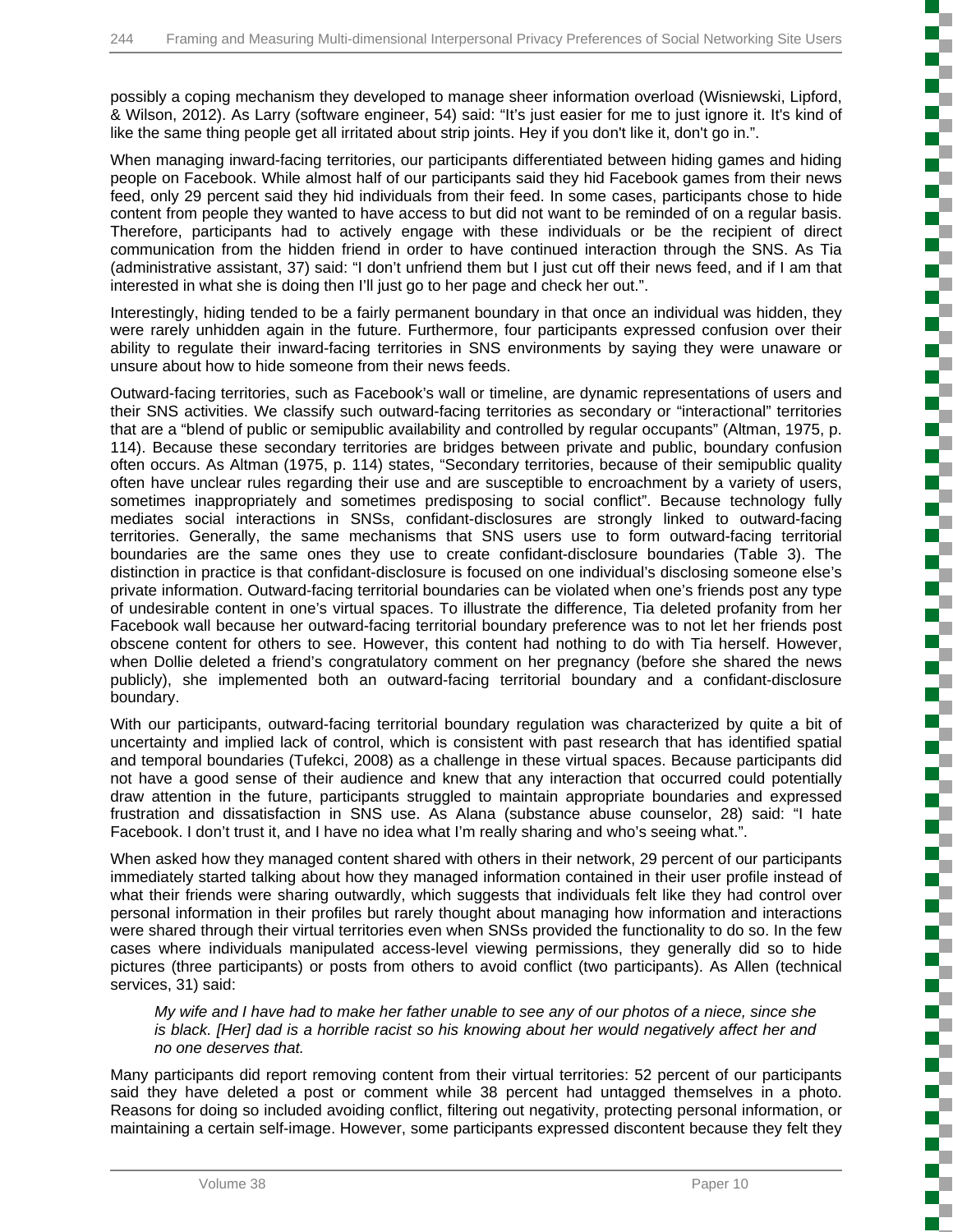possibly a coping mechanism they developed to manage sheer information overload (Wisniewski, Lipford, & Wilson, 2012). As Larry (software engineer, 54) said: "It's just easier for me to just ignore it. It's kind of like the same thing people get all irritated about strip joints. Hey if you don't like it, don't go in.".

When managing inward-facing territories, our participants differentiated between hiding games and hiding people on Facebook. While almost half of our participants said they hid Facebook games from their news feed, only 29 percent said they hid individuals from their feed. In some cases, participants chose to hide content from people they wanted to have access to but did not want to be reminded of on a regular basis. Therefore, participants had to actively engage with these individuals or be the recipient of direct communication from the hidden friend in order to have continued interaction through the SNS. As Tia (administrative assistant, 37) said: "I don't unfriend them but I just cut off their news feed, and if I am that interested in what she is doing then I'll just go to her page and check her out.".

Interestingly, hiding tended to be a fairly permanent boundary in that once an individual was hidden, they were rarely unhidden again in the future. Furthermore, four participants expressed confusion over their ability to regulate their inward-facing territories in SNS environments by saying they were unaware or unsure about how to hide someone from their news feeds.

Outward-facing territories, such as Facebook's wall or timeline, are dynamic representations of users and their SNS activities. We classify such outward-facing territories as secondary or "interactional" territories that are a "blend of public or semipublic availability and controlled by regular occupants" (Altman, 1975, p. 114). Because these secondary territories are bridges between private and public, boundary confusion often occurs. As Altman (1975, p. 114) states, "Secondary territories, because of their semipublic quality often have unclear rules regarding their use and are susceptible to encroachment by a variety of users, sometimes inappropriately and sometimes predisposing to social conflict". Because technology fully mediates social interactions in SNSs, confidant-disclosures are strongly linked to outward-facing territories. Generally, the same mechanisms that SNS users use to form outward-facing territorial boundaries are the same ones they use to create confidant-disclosure boundaries (Table 3). The distinction in practice is that confidant-disclosure is focused on one individual's disclosing someone else's private information. Outward-facing territorial boundaries can be violated when one's friends post any type of undesirable content in one's virtual spaces. To illustrate the difference, Tia deleted profanity from her Facebook wall because her outward-facing territorial boundary preference was to not let her friends post obscene content for others to see. However, this content had nothing to do with Tia herself. However, when Dollie deleted a friend's congratulatory comment on her pregnancy (before she shared the news publicly), she implemented both an outward-facing territorial boundary and a confidant-disclosure boundary.

With our participants, outward-facing territorial boundary regulation was characterized by quite a bit of uncertainty and implied lack of control, which is consistent with past research that has identified spatial and temporal boundaries (Tufekci, 2008) as a challenge in these virtual spaces. Because participants did not have a good sense of their audience and knew that any interaction that occurred could potentially draw attention in the future, participants struggled to maintain appropriate boundaries and expressed frustration and dissatisfaction in SNS use. As Alana (substance abuse counselor, 28) said: "I hate Facebook. I don't trust it, and I have no idea what I'm really sharing and who's seeing what.".

When asked how they managed content shared with others in their network, 29 percent of our participants immediately started talking about how they managed information contained in their user profile instead of what their friends were sharing outwardly, which suggests that individuals felt like they had control over personal information in their profiles but rarely thought about managing how information and interactions were shared through their virtual territories even when SNSs provided the functionality to do so. In the few cases where individuals manipulated access-level viewing permissions, they generally did so to hide pictures (three participants) or posts from others to avoid conflict (two participants). As Allen (technical services, 31) said:

> *My wife and I have had to make her father unable to see any of our photos of a niece, since she is black. [Her] dad is a horrible racist so his knowing about her would negatively affect her and no one deserves that.*

Many participants did report removing content from their virtual territories: 52 percent of our participants said they have deleted a post or comment while 38 percent had untagged themselves in a photo. Reasons for doing so included avoiding conflict, filtering out negativity, protecting personal information, or maintaining a certain self-image. However, some participants expressed discontent because they felt they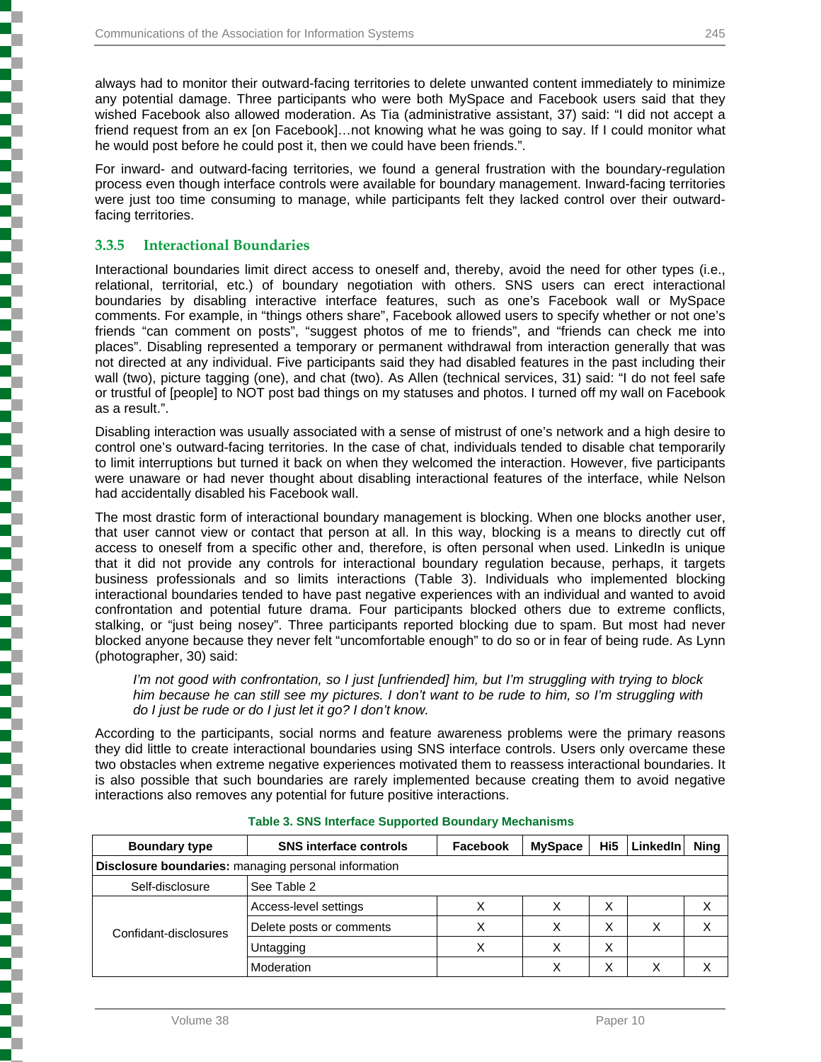always had to monitor their outward-facing territories to delete unwanted content immediately to minimize any potential damage. Three participants who were both MySpace and Facebook users said that they wished Facebook also allowed moderation. As Tia (administrative assistant, 37) said: "I did not accept a friend request from an ex [on Facebook]…not knowing what he was going to say. If I could monitor what he would post before he could post it, then we could have been friends.".

For inward- and outward-facing territories, we found a general frustration with the boundary-regulation process even though interface controls were available for boundary management. Inward-facing territories were just too time consuming to manage, while participants felt they lacked control over their outward-facing territories.

### 3.3.5 Interactional Boundaries

Interactional boundaries limit direct access to oneself and, thereby, avoid the need for other types (i.e., relational, territorial, etc.) of boundary negotiation with others. SNS users can erect interactional boundaries by disabling interactive interface features, such as one's Facebook wall or MySpace comments. For example, in "things others share", Facebook allowed users to specify whether or not one's friends "can comment on posts", "suggest photos of me to friends", and "friends can check me into places". Disabling represented a temporary or permanent withdrawal from interaction generally that was not directed at any individual. Five participants said they had disabled features in the past including their wall (two), picture tagging (one), and chat (two). As Allen (technical services, 31) said: "I do not feel safe or trustful of [people] to NOT post bad things on my statuses and photos. I turned off my wall on Facebook as a result.".

Disabling interaction was usually associated with a sense of mistrust of one's network and a high desire to control one's outward-facing territories. In the case of chat, individuals tended to disable chat temporarily to limit interruptions but turned it back on when they welcomed the interaction. However, five participants were unaware or had never thought about disabling interactional features of the interface, while Nelson had accidentally disabled his Facebook wall.

The most drastic form of interactional boundary management is blocking. When one blocks another user, that user cannot view or contact that person at all. In this way, blocking is a means to directly cut off access to oneself from a specific other and, therefore, is often personal when used. LinkedIn is unique that it did not provide any controls for interactional boundary regulation because, perhaps, it targets business professionals and so limits interactions (Table 3). Individuals who implemented blocking interactional boundaries tended to have past negative experiences with an individual and wanted to avoid confrontation and potential future drama. Four participants blocked others due to extreme conflicts, stalking, or "just being nosey". Three participants reported blocking due to spam. But most had never blocked anyone because they never felt "uncomfortable enough" to do so or in fear of being rude. As Lynn (photographer, 30) said:

> *I'm not good with confrontation, so I just [unfriended] him, but I'm struggling with trying to block him because he can still see my pictures. I don't want to be rude to him, so I'm struggling with do I just be rude or do I just let it go? I don't know.*

According to the participants, social norms and feature awareness problems were the primary reasons they did little to create interactional boundaries using SNS interface controls. Users only overcame these two obstacles when extreme negative experiences motivated them to reassess interactional boundaries. It is also possible that such boundaries are rarely implemented because creating them to avoid negative interactions also removes any potential for future positive interactions.

**Table 3. SNS Interface Supported Boundary Mechanisms**

| Boundary type | SNS interface controls | Facebook | MySpace | Hi5 | LinkedIn | Ning |
|---|---|---|---|---|---|---|
| **Disclosure boundaries:** managing personal information | | | | | | |
| Self-disclosure | See Table 2 | | | | | |
| Confidant-disclosures | Access-level settings | X | X | X | | X |
| | Delete posts or comments | X | X | X | X | X |
| | Untagging | X | X | X | | |
| | Moderation | | X | X | X | X |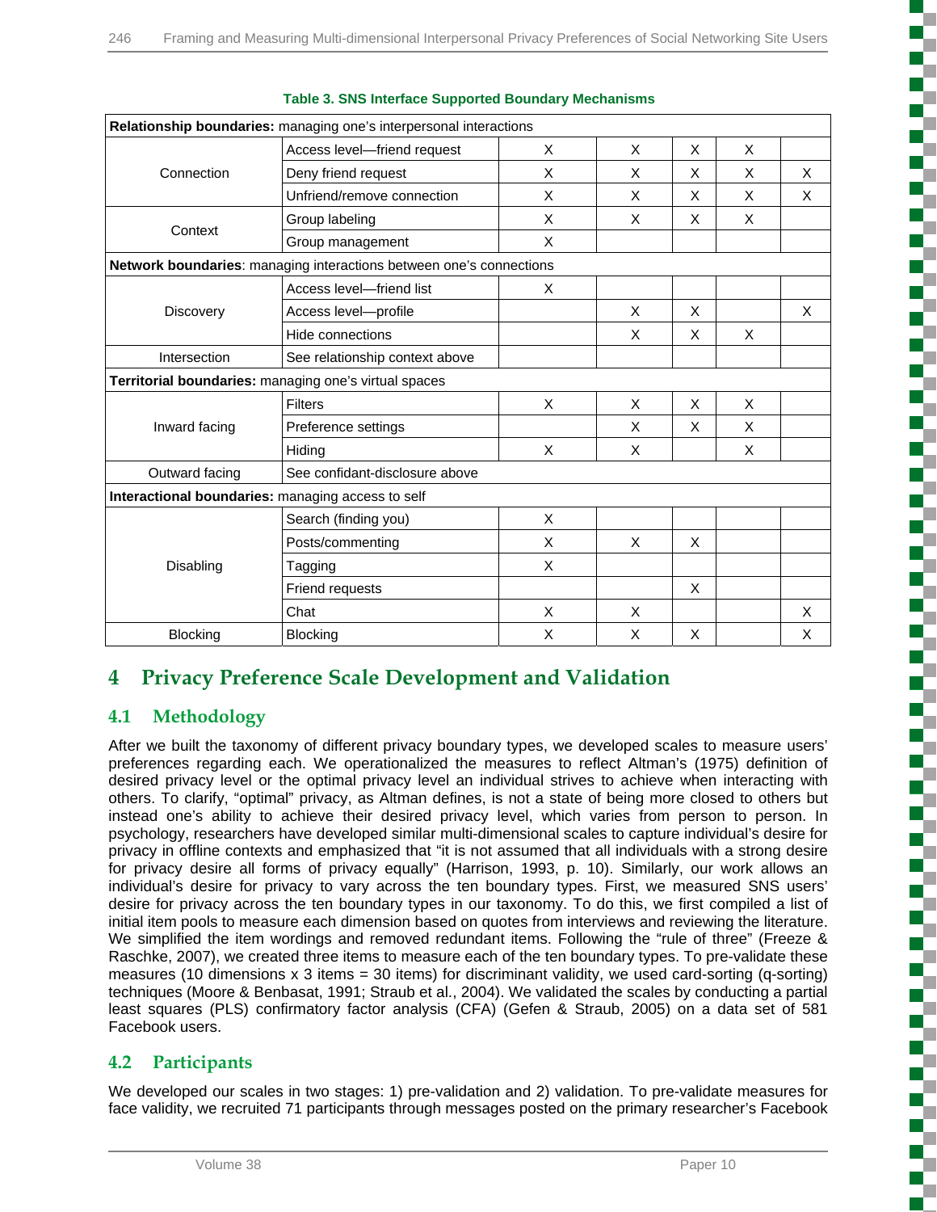**Table 3. SNS Interface Supported Boundary Mechanisms**

| | | | | | | |
|---|---|---|---|---|---|---|
| **Relationship boundaries:** managing one's interpersonal interactions | | | | | | |
| Connection | Access level—friend request | X | X | X | X | |
| | Deny friend request | X | X | X | X | X |
| | Unfriend/remove connection | X | X | X | X | X |
| Context | Group labeling | X | X | X | X | |
| | Group management | X | | | | |
| **Network boundaries**: managing interactions between one's connections | | | | | | |
| Discovery | Access level—friend list | X | | | | |
| | Access level—profile | | X | X | | X |
| | Hide connections | | X | X | X | |
| Intersection | See relationship context above | | | | | |
| **Territorial boundaries:** managing one's virtual spaces | | | | | | |
| Inward facing | Filters | X | X | X | X | |
| | Preference settings | | X | X | X | |
| | Hiding | X | X | | X | |
| Outward facing | See confidant-disclosure above | | | | | |
| **Interactional boundaries:** managing access to self | | | | | | |
| Disabling | Search (finding you) | X | | | | |
| | Posts/commenting | X | X | X | | |
| | Tagging | X | | | | |
| | Friend requests | | | X | | |
| | Chat | X | X | | | X |
| Blocking | Blocking | X | X | X | | X |

# 4 Privacy Preference Scale Development and Validation

## 4.1 Methodology

After we built the taxonomy of different privacy boundary types, we developed scales to measure users' preferences regarding each. We operationalized the measures to reflect Altman's (1975) definition of desired privacy level or the optimal privacy level an individual strives to achieve when interacting with others. To clarify, "optimal" privacy, as Altman defines, is not a state of being more closed to others but instead one's ability to achieve their desired privacy level, which varies from person to person. In psychology, researchers have developed similar multi-dimensional scales to capture individual's desire for privacy in offline contexts and emphasized that "it is not assumed that all individuals with a strong desire for privacy desire all forms of privacy equally" (Harrison, 1993, p. 10). Similarly, our work allows an individual's desire for privacy to vary across the ten boundary types. First, we measured SNS users' desire for privacy across the ten boundary types in our taxonomy. To do this, we first compiled a list of initial item pools to measure each dimension based on quotes from interviews and reviewing the literature. We simplified the item wordings and removed redundant items. Following the "rule of three" (Freeze & Raschke, 2007), we created three items to measure each of the ten boundary types. To pre-validate these measures (10 dimensions x 3 items = 30 items) for discriminant validity, we used card-sorting (q-sorting) techniques (Moore & Benbasat, 1991; Straub et al., 2004). We validated the scales by conducting a partial least squares (PLS) confirmatory factor analysis (CFA) (Gefen & Straub, 2005) on a data set of 581 Facebook users.

## 4.2 Participants

We developed our scales in two stages: 1) pre-validation and 2) validation. To pre-validate measures for face validity, we recruited 71 participants through messages posted on the primary researcher's Facebook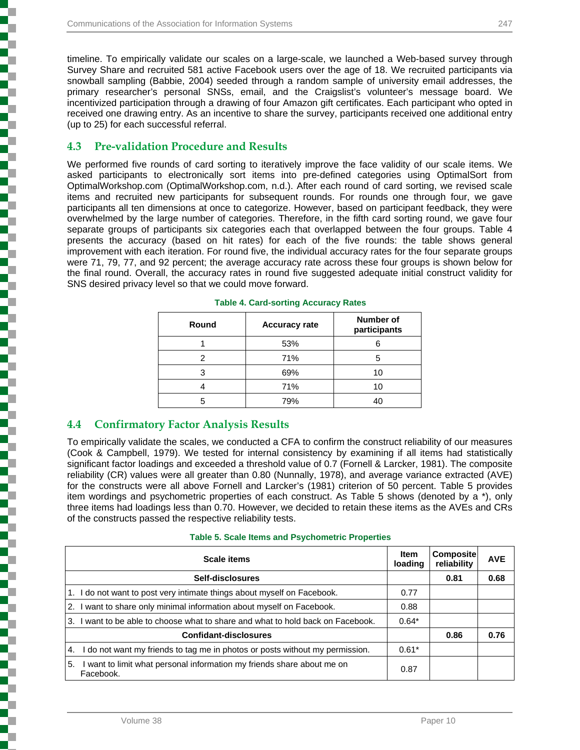timeline. To empirically validate our scales on a large-scale, we launched a Web-based survey through Survey Share and recruited 581 active Facebook users over the age of 18. We recruited participants via snowball sampling (Babbie, 2004) seeded through a random sample of university email addresses, the primary researcher's personal SNSs, email, and the Craigslist's volunteer's message board. We incentivized participation through a drawing of four Amazon gift certificates. Each participant who opted in received one drawing entry. As an incentive to share the survey, participants received one additional entry (up to 25) for each successful referral.

## 4.3 Pre-validation Procedure and Results

We performed five rounds of card sorting to iteratively improve the face validity of our scale items. We asked participants to electronically sort items into pre-defined categories using OptimalSort from OptimalWorkshop.com (OptimalWorkshop.com, n.d.). After each round of card sorting, we revised scale items and recruited new participants for subsequent rounds. For rounds one through four, we gave participants all ten dimensions at once to categorize. However, based on participant feedback, they were overwhelmed by the large number of categories. Therefore, in the fifth card sorting round, we gave four separate groups of participants six categories each that overlapped between the four groups. Table 4 presents the accuracy (based on hit rates) for each of the five rounds: the table shows general improvement with each iteration. For round five, the individual accuracy rates for the four separate groups were 71, 79, 77, and 92 percent; the average accuracy rate across these four groups is shown below for the final round. Overall, the accuracy rates in round five suggested adequate initial construct validity for SNS desired privacy level so that we could move forward.

**Table 4. Card-sorting Accuracy Rates**

| Round | Accuracy rate | Number of participants |
|---|---|---|
| 1 | 53% | 6 |
| 2 | 71% | 5 |
| 3 | 69% | 10 |
| 4 | 71% | 10 |
| 5 | 79% | 40 |

## 4.4 Confirmatory Factor Analysis Results

To empirically validate the scales, we conducted a CFA to confirm the construct reliability of our measures (Cook & Campbell, 1979). We tested for internal consistency by examining if all items had statistically significant factor loadings and exceeded a threshold value of 0.7 (Fornell & Larcker, 1981). The composite reliability (CR) values were all greater than 0.80 (Nunnally, 1978), and average variance extracted (AVE) for the constructs were all above Fornell and Larcker's (1981) criterion of 50 percent. Table 5 provides item wordings and psychometric properties of each construct. As Table 5 shows (denoted by a *), only three items had loadings less than 0.70. However, we decided to retain these items as the AVEs and CRs of the constructs passed the respective reliability tests.

**Table 5. Scale Items and Psychometric Properties**

| Scale items | Item loading | Composite reliability | AVE |
|---|---|---|---|
| **Self-disclosures** | | **0.81** | **0.68** |
| 1. I do not want to post very intimate things about myself on Facebook. | 0.77 | | |
| 2. I want to share only minimal information about myself on Facebook. | 0.88 | | |
| 3. I want to be able to choose what to share and what to hold back on Facebook. | 0.64* | | |
| **Confidant-disclosures** | | **0.86** | **0.76** |
| 4. I do not want my friends to tag me in photos or posts without my permission. | 0.61* | | |
| 5. I want to limit what personal information my friends share about me on Facebook. | 0.87 | | |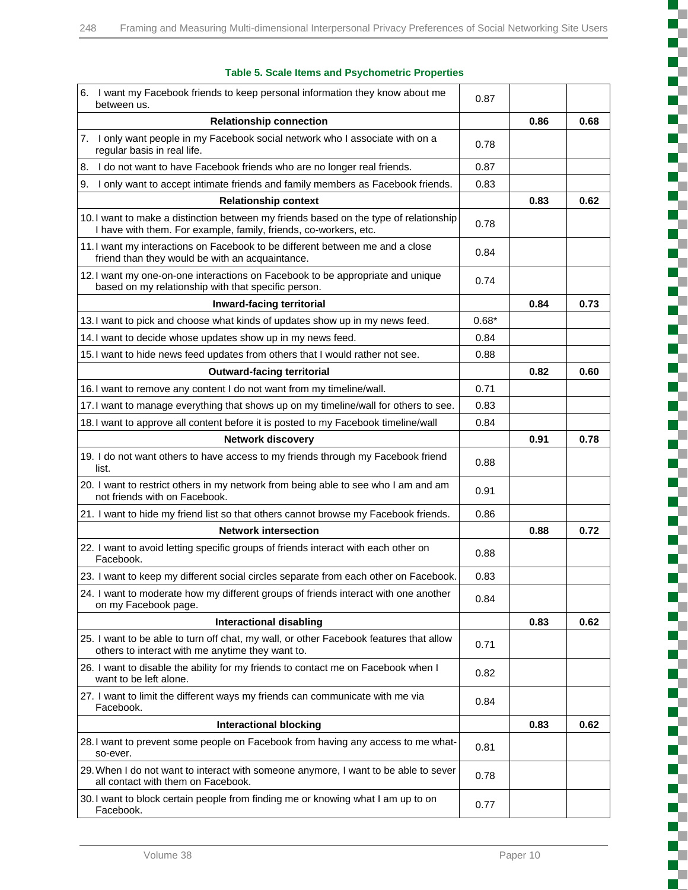**Table 5. Scale Items and Psychometric Properties**

| | | | |
|---|---|---|---|
| 6. I want my Facebook friends to keep personal information they know about me between us. | 0.87 | | |
| **Relationship connection** | | **0.86** | **0.68** |
| 7. I only want people in my Facebook social network who I associate with on a regular basis in real life. | 0.78 | | |
| 8. I do not want to have Facebook friends who are no longer real friends. | 0.87 | | |
| 9. I only want to accept intimate friends and family members as Facebook friends. | 0.83 | | |
| **Relationship context** | | **0.83** | **0.62** |
| 10. I want to make a distinction between my friends based on the type of relationship I have with them. For example, family, friends, co-workers, etc. | 0.78 | | |
| 11. I want my interactions on Facebook to be different between me and a close friend than they would be with an acquaintance. | 0.84 | | |
| 12. I want my one-on-one interactions on Facebook to be appropriate and unique based on my relationship with that specific person. | 0.74 | | |
| **Inward-facing territorial** | | **0.84** | **0.73** |
| 13. I want to pick and choose what kinds of updates show up in my news feed. | 0.68* | | |
| 14. I want to decide whose updates show up in my news feed. | 0.84 | | |
| 15. I want to hide news feed updates from others that I would rather not see. | 0.88 | | |
| **Outward-facing territorial** | | **0.82** | **0.60** |
| 16. I want to remove any content I do not want from my timeline/wall. | 0.71 | | |
| 17. I want to manage everything that shows up on my timeline/wall for others to see. | 0.83 | | |
| 18. I want to approve all content before it is posted to my Facebook timeline/wall | 0.84 | | |
| **Network discovery** | | **0.91** | **0.78** |
| 19. I do not want others to have access to my friends through my Facebook friend list. | 0.88 | | |
| 20. I want to restrict others in my network from being able to see who I am and am not friends with on Facebook. | 0.91 | | |
| 21. I want to hide my friend list so that others cannot browse my Facebook friends. | 0.86 | | |
| **Network intersection** | | **0.88** | **0.72** |
| 22. I want to avoid letting specific groups of friends interact with each other on Facebook. | 0.88 | | |
| 23. I want to keep my different social circles separate from each other on Facebook. | 0.83 | | |
| 24. I want to moderate how my different groups of friends interact with one another on my Facebook page. | 0.84 | | |
| **Interactional disabling** | | **0.83** | **0.62** |
| 25. I want to be able to turn off chat, my wall, or other Facebook features that allow others to interact with me anytime they want to. | 0.71 | | |
| 26. I want to disable the ability for my friends to contact me on Facebook when I want to be left alone. | 0.82 | | |
| 27. I want to limit the different ways my friends can communicate with me via Facebook. | 0.84 | | |
| **Interactional blocking** | | **0.83** | **0.62** |
| 28. I want to prevent some people on Facebook from having any access to me what-so-ever. | 0.81 | | |
| 29. When I do not want to interact with someone anymore, I want to be able to sever all contact with them on Facebook. | 0.78 | | |
| 30. I want to block certain people from finding me or knowing what I am up to on Facebook. | 0.77 | | |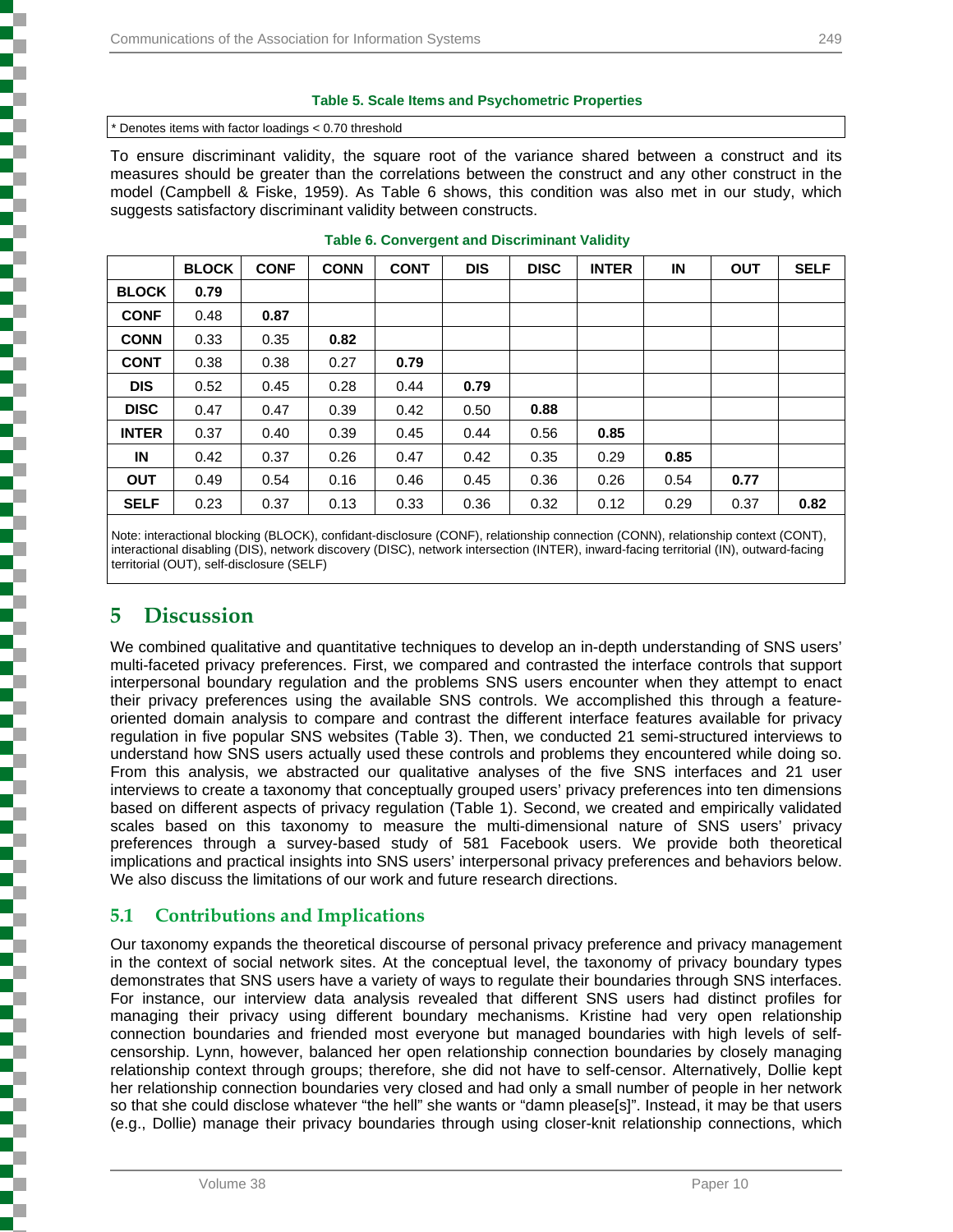**Table 5. Scale Items and Psychometric Properties**

\* Denotes items with factor loadings < 0.70 threshold

To ensure discriminant validity, the square root of the variance shared between a construct and its measures should be greater than the correlations between the construct and any other construct in the model (Campbell & Fiske, 1959). As Table 6 shows, this condition was also met in our study, which suggests satisfactory discriminant validity between constructs.

**Table 6. Convergent and Discriminant Validity**

| | BLOCK | CONF | CONN | CONT | DIS | DISC | INTER | IN | OUT | SELF |
|---|---|---|---|---|---|---|---|---|---|---|
| **BLOCK** | **0.79** | | | | | | | | | |
| **CONF** | 0.48 | **0.87** | | | | | | | | |
| **CONN** | 0.33 | 0.35 | **0.82** | | | | | | | |
| **CONT** | 0.38 | 0.38 | 0.27 | **0.79** | | | | | | |
| **DIS** | 0.52 | 0.45 | 0.28 | 0.44 | **0.79** | | | | | |
| **DISC** | 0.47 | 0.47 | 0.39 | 0.42 | 0.50 | **0.88** | | | | |
| **INTER** | 0.37 | 0.40 | 0.39 | 0.45 | 0.44 | 0.56 | **0.85** | | | |
| **IN** | 0.42 | 0.37 | 0.26 | 0.47 | 0.42 | 0.35 | 0.29 | **0.85** | | |
| **OUT** | 0.49 | 0.54 | 0.16 | 0.46 | 0.45 | 0.36 | 0.26 | 0.54 | **0.77** | |
| **SELF** | 0.23 | 0.37 | 0.13 | 0.33 | 0.36 | 0.32 | 0.12 | 0.29 | 0.37 | **0.82** |

Note: interactional blocking (BLOCK), confidant-disclosure (CONF), relationship connection (CONN), relationship context (CONT), interactional disabling (DIS), network discovery (DISC), network intersection (INTER), inward-facing territorial (IN), outward-facing territorial (OUT), self-disclosure (SELF)

# 5 Discussion

We combined qualitative and quantitative techniques to develop an in-depth understanding of SNS users' multi-faceted privacy preferences. First, we compared and contrasted the interface controls that support interpersonal boundary regulation and the problems SNS users encounter when they attempt to enact their privacy preferences using the available SNS controls. We accomplished this through a feature-oriented domain analysis to compare and contrast the different interface features available for privacy regulation in five popular SNS websites (Table 3). Then, we conducted 21 semi-structured interviews to understand how SNS users actually used these controls and problems they encountered while doing so. From this analysis, we abstracted our qualitative analyses of the five SNS interfaces and 21 user interviews to create a taxonomy that conceptually grouped users' privacy preferences into ten dimensions based on different aspects of privacy regulation (Table 1). Second, we created and empirically validated scales based on this taxonomy to measure the multi-dimensional nature of SNS users' privacy preferences through a survey-based study of 581 Facebook users. We provide both theoretical implications and practical insights into SNS users' interpersonal privacy preferences and behaviors below. We also discuss the limitations of our work and future research directions.

## 5.1 Contributions and Implications

Our taxonomy expands the theoretical discourse of personal privacy preference and privacy management in the context of social network sites. At the conceptual level, the taxonomy of privacy boundary types demonstrates that SNS users have a variety of ways to regulate their boundaries through SNS interfaces. For instance, our interview data analysis revealed that different SNS users had distinct profiles for managing their privacy using different boundary mechanisms. Kristine had very open relationship connection boundaries and friended most everyone but managed boundaries with high levels of self-censorship. Lynn, however, balanced her open relationship connection boundaries by closely managing relationship context through groups; therefore, she did not have to self-censor. Alternatively, Dollie kept her relationship connection boundaries very closed and had only a small number of people in her network so that she could disclose whatever "the hell" she wants or "damn please[s]". Instead, it may be that users (e.g., Dollie) manage their privacy boundaries through using closer-knit relationship connections, which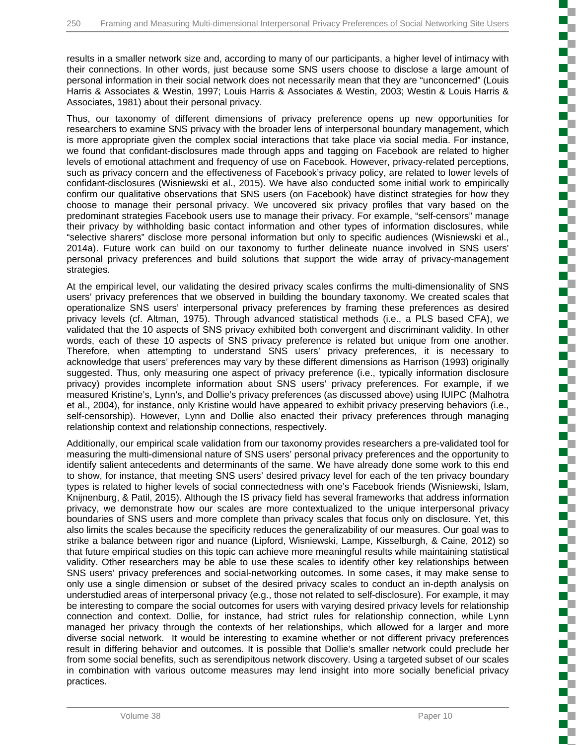results in a smaller network size and, according to many of our participants, a higher level of intimacy with their connections. In other words, just because some SNS users choose to disclose a large amount of personal information in their social network does not necessarily mean that they are "unconcerned" (Louis Harris & Associates & Westin, 1997; Louis Harris & Associates & Westin, 2003; Westin & Louis Harris & Associates, 1981) about their personal privacy.

Thus, our taxonomy of different dimensions of privacy preference opens up new opportunities for researchers to examine SNS privacy with the broader lens of interpersonal boundary management, which is more appropriate given the complex social interactions that take place via social media. For instance, we found that confidant-disclosures made through apps and tagging on Facebook are related to higher levels of emotional attachment and frequency of use on Facebook. However, privacy-related perceptions, such as privacy concern and the effectiveness of Facebook's privacy policy, are related to lower levels of confidant-disclosures (Wisniewski et al., 2015). We have also conducted some initial work to empirically confirm our qualitative observations that SNS users (on Facebook) have distinct strategies for how they choose to manage their personal privacy. We uncovered six privacy profiles that vary based on the predominant strategies Facebook users use to manage their privacy. For example, "self-censors" manage their privacy by withholding basic contact information and other types of information disclosures, while "selective sharers" disclose more personal information but only to specific audiences (Wisniewski et al., 2014a). Future work can build on our taxonomy to further delineate nuance involved in SNS users' personal privacy preferences and build solutions that support the wide array of privacy-management strategies.

At the empirical level, our validating the desired privacy scales confirms the multi-dimensionality of SNS users' privacy preferences that we observed in building the boundary taxonomy. We created scales that operationalize SNS users' interpersonal privacy preferences by framing these preferences as desired privacy levels (cf. Altman, 1975). Through advanced statistical methods (i.e., a PLS based CFA), we validated that the 10 aspects of SNS privacy exhibited both convergent and discriminant validity. In other words, each of these 10 aspects of SNS privacy preference is related but unique from one another. Therefore, when attempting to understand SNS users' privacy preferences, it is necessary to acknowledge that users' preferences may vary by these different dimensions as Harrison (1993) originally suggested. Thus, only measuring one aspect of privacy preference (i.e., typically information disclosure privacy) provides incomplete information about SNS users' privacy preferences. For example, if we measured Kristine's, Lynn's, and Dollie's privacy preferences (as discussed above) using IUIPC (Malhotra et al., 2004), for instance, only Kristine would have appeared to exhibit privacy preserving behaviors (i.e., self-censorship). However, Lynn and Dollie also enacted their privacy preferences through managing relationship context and relationship connections, respectively.

Additionally, our empirical scale validation from our taxonomy provides researchers a pre-validated tool for measuring the multi-dimensional nature of SNS users' personal privacy preferences and the opportunity to identify salient antecedents and determinants of the same. We have already done some work to this end to show, for instance, that meeting SNS users' desired privacy level for each of the ten privacy boundary types is related to higher levels of social connectedness with one's Facebook friends (Wisniewski, Islam, Knijnenburg, & Patil, 2015). Although the IS privacy field has several frameworks that address information privacy, we demonstrate how our scales are more contextualized to the unique interpersonal privacy boundaries of SNS users and more complete than privacy scales that focus only on disclosure. Yet, this also limits the scales because the specificity reduces the generalizability of our measures. Our goal was to strike a balance between rigor and nuance (Lipford, Wisniewski, Lampe, Kisselburgh, & Caine, 2012) so that future empirical studies on this topic can achieve more meaningful results while maintaining statistical validity. Other researchers may be able to use these scales to identify other key relationships between SNS users' privacy preferences and social-networking outcomes. In some cases, it may make sense to only use a single dimension or subset of the desired privacy scales to conduct an in-depth analysis on understudied areas of interpersonal privacy (e.g., those not related to self-disclosure). For example, it may be interesting to compare the social outcomes for users with varying desired privacy levels for relationship connection and context. Dollie, for instance, had strict rules for relationship connection, while Lynn managed her privacy through the contexts of her relationships, which allowed for a larger and more diverse social network. It would be interesting to examine whether or not different privacy preferences result in differing behavior and outcomes. It is possible that Dollie's smaller network could preclude her from some social benefits, such as serendipitous network discovery. Using a targeted subset of our scales in combination with various outcome measures may lend insight into more socially beneficial privacy practices.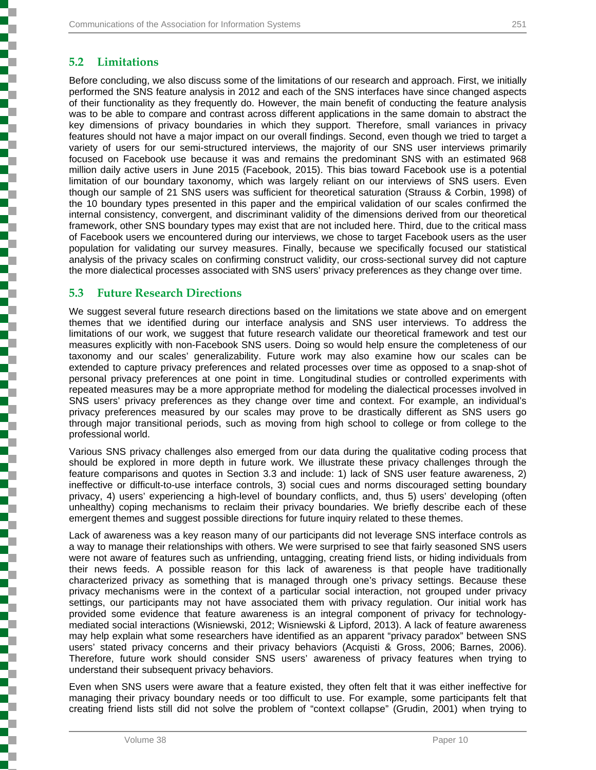## 5.2 Limitations

Before concluding, we also discuss some of the limitations of our research and approach. First, we initially performed the SNS feature analysis in 2012 and each of the SNS interfaces have since changed aspects of their functionality as they frequently do. However, the main benefit of conducting the feature analysis was to be able to compare and contrast across different applications in the same domain to abstract the key dimensions of privacy boundaries in which they support. Therefore, small variances in privacy features should not have a major impact on our overall findings. Second, even though we tried to target a variety of users for our semi-structured interviews, the majority of our SNS user interviews primarily focused on Facebook use because it was and remains the predominant SNS with an estimated 968 million daily active users in June 2015 (Facebook, 2015). This bias toward Facebook use is a potential limitation of our boundary taxonomy, which was largely reliant on our interviews of SNS users. Even though our sample of 21 SNS users was sufficient for theoretical saturation (Strauss & Corbin, 1998) of the 10 boundary types presented in this paper and the empirical validation of our scales confirmed the internal consistency, convergent, and discriminant validity of the dimensions derived from our theoretical framework, other SNS boundary types may exist that are not included here. Third, due to the critical mass of Facebook users we encountered during our interviews, we chose to target Facebook users as the user population for validating our survey measures. Finally, because we specifically focused our statistical analysis of the privacy scales on confirming construct validity, our cross-sectional survey did not capture the more dialectical processes associated with SNS users' privacy preferences as they change over time.

## 5.3 Future Research Directions

We suggest several future research directions based on the limitations we state above and on emergent themes that we identified during our interface analysis and SNS user interviews. To address the limitations of our work, we suggest that future research validate our theoretical framework and test our measures explicitly with non-Facebook SNS users. Doing so would help ensure the completeness of our taxonomy and our scales' generalizability. Future work may also examine how our scales can be extended to capture privacy preferences and related processes over time as opposed to a snap-shot of personal privacy preferences at one point in time. Longitudinal studies or controlled experiments with repeated measures may be a more appropriate method for modeling the dialectical processes involved in SNS users' privacy preferences as they change over time and context. For example, an individual's privacy preferences measured by our scales may prove to be drastically different as SNS users go through major transitional periods, such as moving from high school to college or from college to the professional world.

Various SNS privacy challenges also emerged from our data during the qualitative coding process that should be explored in more depth in future work. We illustrate these privacy challenges through the feature comparisons and quotes in Section 3.3 and include: 1) lack of SNS user feature awareness, 2) ineffective or difficult-to-use interface controls, 3) social cues and norms discouraged setting boundary privacy, 4) users' experiencing a high-level of boundary conflicts, and, thus 5) users' developing (often unhealthy) coping mechanisms to reclaim their privacy boundaries. We briefly describe each of these emergent themes and suggest possible directions for future inquiry related to these themes.

Lack of awareness was a key reason many of our participants did not leverage SNS interface controls as a way to manage their relationships with others. We were surprised to see that fairly seasoned SNS users were not aware of features such as unfriending, untagging, creating friend lists, or hiding individuals from their news feeds. A possible reason for this lack of awareness is that people have traditionally characterized privacy as something that is managed through one's privacy settings. Because these privacy mechanisms were in the context of a particular social interaction, not grouped under privacy settings, our participants may not have associated them with privacy regulation. Our initial work has provided some evidence that feature awareness is an integral component of privacy for technology-mediated social interactions (Wisniewski, 2012; Wisniewski & Lipford, 2013). A lack of feature awareness may help explain what some researchers have identified as an apparent "privacy paradox" between SNS users' stated privacy concerns and their privacy behaviors (Acquisti & Gross, 2006; Barnes, 2006). Therefore, future work should consider SNS users' awareness of privacy features when trying to understand their subsequent privacy behaviors.

Even when SNS users were aware that a feature existed, they often felt that it was either ineffective for managing their privacy boundary needs or too difficult to use. For example, some participants felt that creating friend lists still did not solve the problem of "context collapse" (Grudin, 2001) when trying to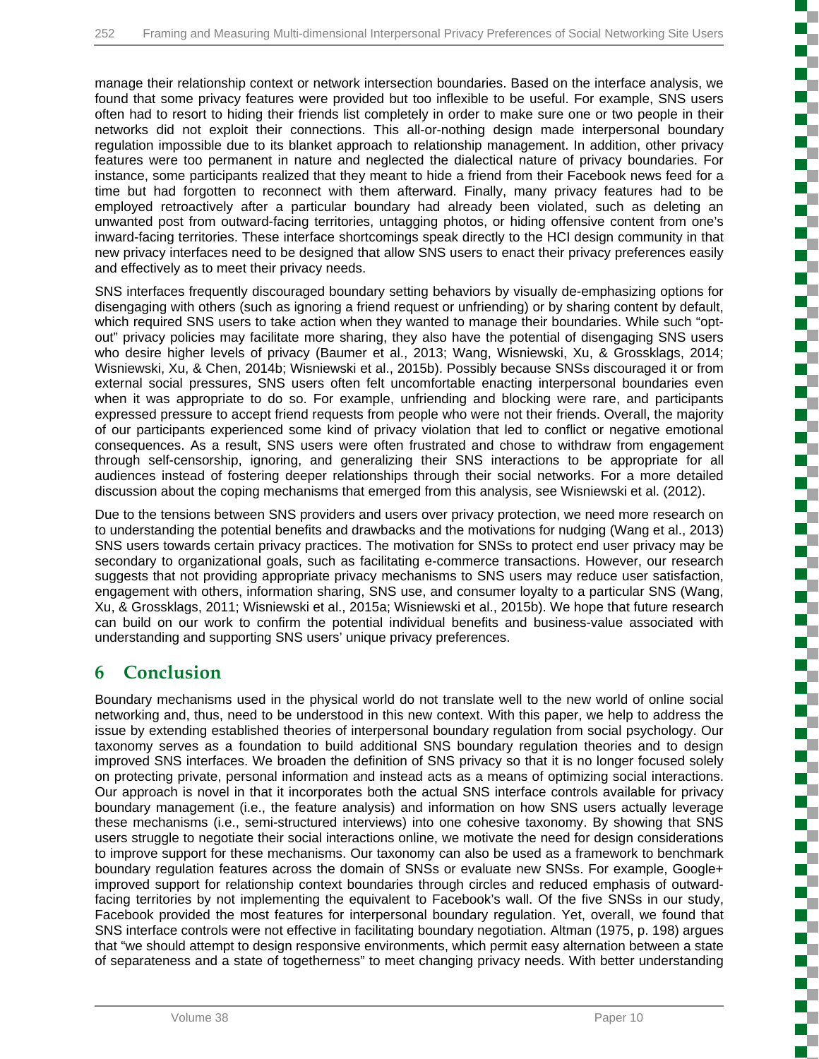manage their relationship context or network intersection boundaries. Based on the interface analysis, we found that some privacy features were provided but too inflexible to be useful. For example, SNS users often had to resort to hiding their friends list completely in order to make sure one or two people in their networks did not exploit their connections. This all-or-nothing design made interpersonal boundary regulation impossible due to its blanket approach to relationship management. In addition, other privacy features were too permanent in nature and neglected the dialectical nature of privacy boundaries. For instance, some participants realized that they meant to hide a friend from their Facebook news feed for a time but had forgotten to reconnect with them afterward. Finally, many privacy features had to be employed retroactively after a particular boundary had already been violated, such as deleting an unwanted post from outward-facing territories, untagging photos, or hiding offensive content from one's inward-facing territories. These interface shortcomings speak directly to the HCI design community in that new privacy interfaces need to be designed that allow SNS users to enact their privacy preferences easily and effectively as to meet their privacy needs.

SNS interfaces frequently discouraged boundary setting behaviors by visually de-emphasizing options for disengaging with others (such as ignoring a friend request or unfriending) or by sharing content by default, which required SNS users to take action when they wanted to manage their boundaries. While such "opt-out" privacy policies may facilitate more sharing, they also have the potential of disengaging SNS users who desire higher levels of privacy (Baumer et al., 2013; Wang, Wisniewski, Xu, & Grossklags, 2014; Wisniewski, Xu, & Chen, 2014b; Wisniewski et al., 2015b). Possibly because SNSs discouraged it or from external social pressures, SNS users often felt uncomfortable enacting interpersonal boundaries even when it was appropriate to do so. For example, unfriending and blocking were rare, and participants expressed pressure to accept friend requests from people who were not their friends. Overall, the majority of our participants experienced some kind of privacy violation that led to conflict or negative emotional consequences. As a result, SNS users were often frustrated and chose to withdraw from engagement through self-censorship, ignoring, and generalizing their SNS interactions to be appropriate for all audiences instead of fostering deeper relationships through their social networks. For a more detailed discussion about the coping mechanisms that emerged from this analysis, see Wisniewski et al. (2012).

Due to the tensions between SNS providers and users over privacy protection, we need more research on to understanding the potential benefits and drawbacks and the motivations for nudging (Wang et al., 2013) SNS users towards certain privacy practices. The motivation for SNSs to protect end user privacy may be secondary to organizational goals, such as facilitating e-commerce transactions. However, our research suggests that not providing appropriate privacy mechanisms to SNS users may reduce user satisfaction, engagement with others, information sharing, SNS use, and consumer loyalty to a particular SNS (Wang, Xu, & Grossklags, 2011; Wisniewski et al., 2015a; Wisniewski et al., 2015b). We hope that future research can build on our work to confirm the potential individual benefits and business-value associated with understanding and supporting SNS users' unique privacy preferences.

# 6 Conclusion

Boundary mechanisms used in the physical world do not translate well to the new world of online social networking and, thus, need to be understood in this new context. With this paper, we help to address the issue by extending established theories of interpersonal boundary regulation from social psychology. Our taxonomy serves as a foundation to build additional SNS boundary regulation theories and to design improved SNS interfaces. We broaden the definition of SNS privacy so that it is no longer focused solely on protecting private, personal information and instead acts as a means of optimizing social interactions. Our approach is novel in that it incorporates both the actual SNS interface controls available for privacy boundary management (i.e., the feature analysis) and information on how SNS users actually leverage these mechanisms (i.e., semi-structured interviews) into one cohesive taxonomy. By showing that SNS users struggle to negotiate their social interactions online, we motivate the need for design considerations to improve support for these mechanisms. Our taxonomy can also be used as a framework to benchmark boundary regulation features across the domain of SNSs or evaluate new SNSs. For example, Google+ improved support for relationship context boundaries through circles and reduced emphasis of outward-facing territories by not implementing the equivalent to Facebook's wall. Of the five SNSs in our study, Facebook provided the most features for interpersonal boundary regulation. Yet, overall, we found that SNS interface controls were not effective in facilitating boundary negotiation. Altman (1975, p. 198) argues that "we should attempt to design responsive environments, which permit easy alternation between a state of separateness and a state of togetherness" to meet changing privacy needs. With better understanding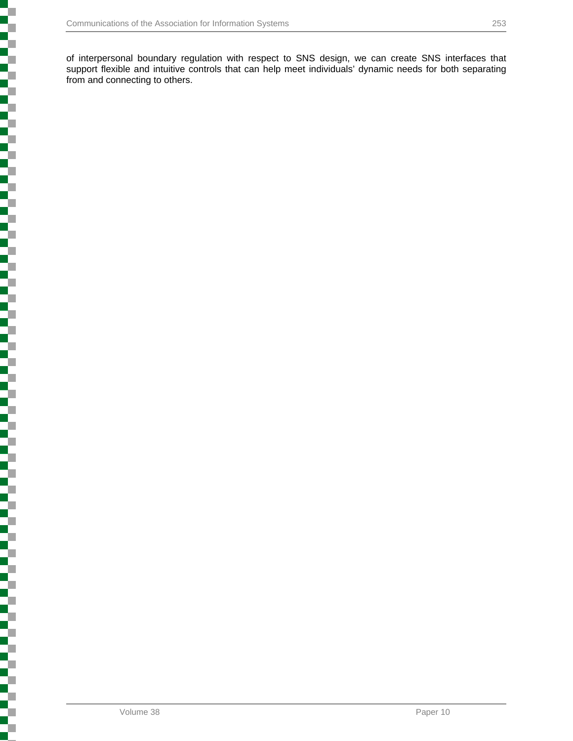of interpersonal boundary regulation with respect to SNS design, we can create SNS interfaces that support flexible and intuitive controls that can help meet individuals' dynamic needs for both separating from and connecting to others.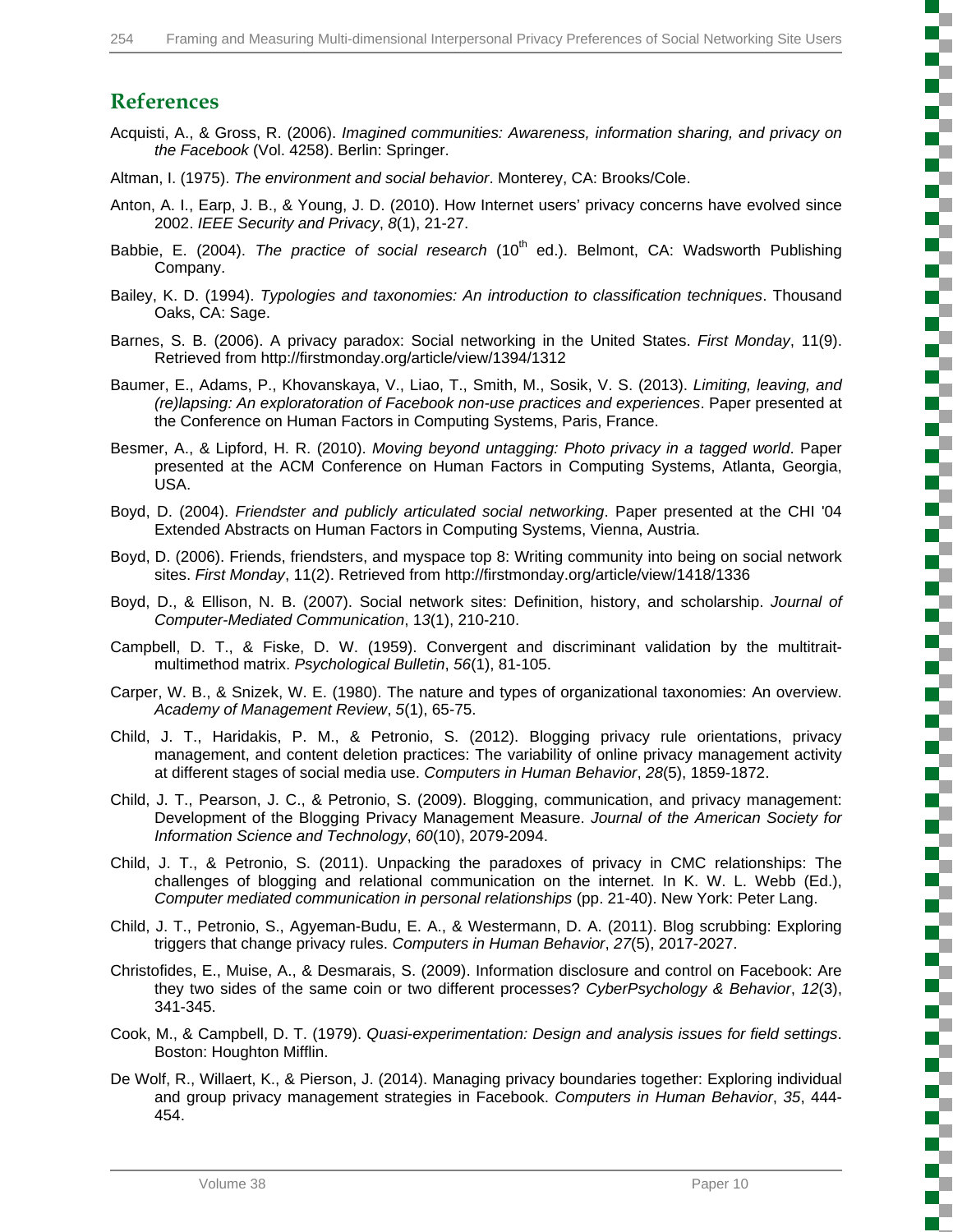## References

Acquisti, A., & Gross, R. (2006). *Imagined communities: Awareness, information sharing, and privacy on the Facebook* (Vol. 4258). Berlin: Springer.

Altman, I. (1975). *The environment and social behavior*. Monterey, CA: Brooks/Cole.

Anton, A. I., Earp, J. B., & Young, J. D. (2010). How Internet users' privacy concerns have evolved since 2002. *IEEE Security and Privacy*, *8*(1), 21-27.

Babbie, E. (2004). *The practice of social research* (10th ed.). Belmont, CA: Wadsworth Publishing Company.

Bailey, K. D. (1994). *Typologies and taxonomies: An introduction to classification techniques*. Thousand Oaks, CA: Sage.

Barnes, S. B. (2006). A privacy paradox: Social networking in the United States. *First Monday*, 11(9). Retrieved from http://firstmonday.org/article/view/1394/1312

Baumer, E., Adams, P., Khovanskaya, V., Liao, T., Smith, M., Sosik, V. S. (2013). *Limiting, leaving, and (re)lapsing: An exploratoration of Facebook non-use practices and experiences*. Paper presented at the Conference on Human Factors in Computing Systems, Paris, France.

Besmer, A., & Lipford, H. R. (2010). *Moving beyond untagging: Photo privacy in a tagged world*. Paper presented at the ACM Conference on Human Factors in Computing Systems, Atlanta, Georgia, USA.

Boyd, D. (2004). *Friendster and publicly articulated social networking*. Paper presented at the CHI '04 Extended Abstracts on Human Factors in Computing Systems, Vienna, Austria.

Boyd, D. (2006). Friends, friendsters, and myspace top 8: Writing community into being on social network sites. *First Monday*, 11(2). Retrieved from http://firstmonday.org/article/view/1418/1336

Boyd, D., & Ellison, N. B. (2007). Social network sites: Definition, history, and scholarship. *Journal of Computer-Mediated Communication*, 1*3*(1), 210-210.

Campbell, D. T., & Fiske, D. W. (1959). Convergent and discriminant validation by the multitrait-multimethod matrix. *Psychological Bulletin*, *56*(1), 81-105.

Carper, W. B., & Snizek, W. E. (1980). The nature and types of organizational taxonomies: An overview. *Academy of Management Review*, *5*(1), 65-75.

Child, J. T., Haridakis, P. M., & Petronio, S. (2012). Blogging privacy rule orientations, privacy management, and content deletion practices: The variability of online privacy management activity at different stages of social media use. *Computers in Human Behavior*, *28*(5), 1859-1872.

Child, J. T., Pearson, J. C., & Petronio, S. (2009). Blogging, communication, and privacy management: Development of the Blogging Privacy Management Measure. *Journal of the American Society for Information Science and Technology*, *60*(10), 2079-2094.

Child, J. T., & Petronio, S. (2011). Unpacking the paradoxes of privacy in CMC relationships: The challenges of blogging and relational communication on the internet. In K. W. L. Webb (Ed.), *Computer mediated communication in personal relationships* (pp. 21-40). New York: Peter Lang.

Child, J. T., Petronio, S., Agyeman-Budu, E. A., & Westermann, D. A. (2011). Blog scrubbing: Exploring triggers that change privacy rules. *Computers in Human Behavior*, *27*(5), 2017-2027.

Christofides, E., Muise, A., & Desmarais, S. (2009). Information disclosure and control on Facebook: Are they two sides of the same coin or two different processes? *CyberPsychology & Behavior*, *12*(3), 341-345.

Cook, M., & Campbell, D. T. (1979). *Quasi-experimentation: Design and analysis issues for field settings*. Boston: Houghton Mifflin.

De Wolf, R., Willaert, K., & Pierson, J. (2014). Managing privacy boundaries together: Exploring individual and group privacy management strategies in Facebook. *Computers in Human Behavior*, *35*, 444-454.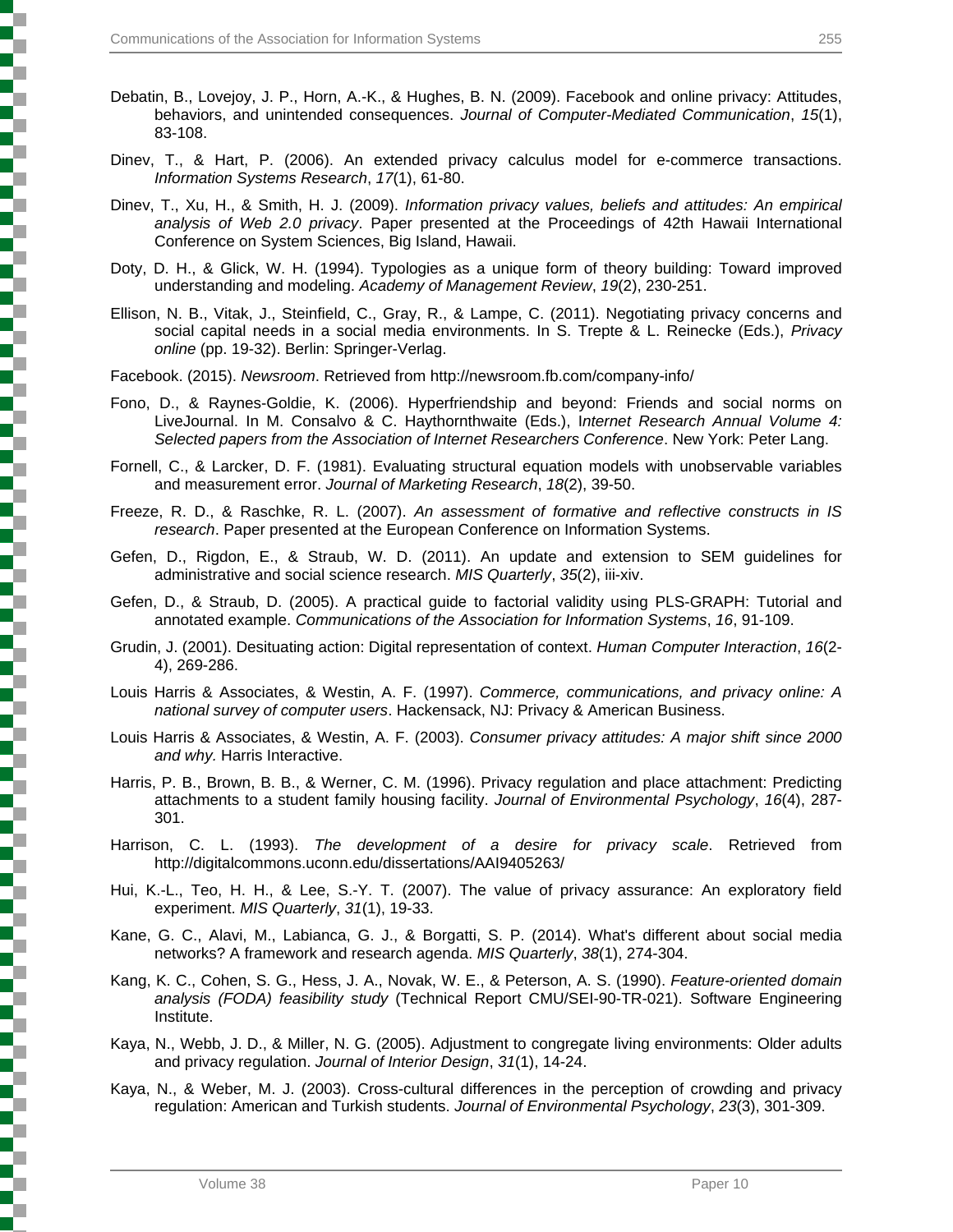Debatin, B., Lovejoy, J. P., Horn, A.-K., & Hughes, B. N. (2009). Facebook and online privacy: Attitudes, behaviors, and unintended consequences. *Journal of Computer-Mediated Communication*, *15*(1), 83-108.

Dinev, T., & Hart, P. (2006). An extended privacy calculus model for e-commerce transactions. *Information Systems Research*, *17*(1), 61-80.

Dinev, T., Xu, H., & Smith, H. J. (2009). *Information privacy values, beliefs and attitudes: An empirical analysis of Web 2.0 privacy*. Paper presented at the Proceedings of 42th Hawaii International Conference on System Sciences, Big Island, Hawaii.

Doty, D. H., & Glick, W. H. (1994). Typologies as a unique form of theory building: Toward improved understanding and modeling. *Academy of Management Review*, *19*(2), 230-251.

Ellison, N. B., Vitak, J., Steinfield, C., Gray, R., & Lampe, C. (2011). Negotiating privacy concerns and social capital needs in a social media environments. In S. Trepte & L. Reinecke (Eds.), *Privacy online* (pp. 19-32). Berlin: Springer-Verlag.

Facebook. (2015). *Newsroom*. Retrieved from http://newsroom.fb.com/company-info/

Fono, D., & Raynes-Goldie, K. (2006). Hyperfriendship and beyond: Friends and social norms on LiveJournal. In M. Consalvo & C. Haythornthwaite (Eds.), I*nternet Research Annual Volume 4: Selected papers from the Association of Internet Researchers Conference*. New York: Peter Lang.

Fornell, C., & Larcker, D. F. (1981). Evaluating structural equation models with unobservable variables and measurement error. *Journal of Marketing Research*, *18*(2), 39-50.

Freeze, R. D., & Raschke, R. L. (2007). *An assessment of formative and reflective constructs in IS research*. Paper presented at the European Conference on Information Systems.

Gefen, D., Rigdon, E., & Straub, W. D. (2011). An update and extension to SEM guidelines for administrative and social science research. *MIS Quarterly*, *35*(2), iii-xiv.

Gefen, D., & Straub, D. (2005). A practical guide to factorial validity using PLS-GRAPH: Tutorial and annotated example. *Communications of the Association for Information Systems*, *16*, 91-109.

Grudin, J. (2001). Desituating action: Digital representation of context. *Human Computer Interaction*, *16*(2-4), 269-286.

Louis Harris & Associates, & Westin, A. F. (1997). *Commerce, communications, and privacy online: A national survey of computer users*. Hackensack, NJ: Privacy & American Business.

Louis Harris & Associates, & Westin, A. F. (2003). *Consumer privacy attitudes: A major shift since 2000 and why.* Harris Interactive.

Harris, P. B., Brown, B. B., & Werner, C. M. (1996). Privacy regulation and place attachment: Predicting attachments to a student family housing facility. *Journal of Environmental Psychology*, *16*(4), 287-301.

Harrison, C. L. (1993). *The development of a desire for privacy scale*. Retrieved from http://digitalcommons.uconn.edu/dissertations/AAI9405263/

Hui, K.-L., Teo, H. H., & Lee, S.-Y. T. (2007). The value of privacy assurance: An exploratory field experiment. *MIS Quarterly*, *31*(1), 19-33.

Kane, G. C., Alavi, M., Labianca, G. J., & Borgatti, S. P. (2014). What's different about social media networks? A framework and research agenda. *MIS Quarterly*, *38*(1), 274-304.

Kang, K. C., Cohen, S. G., Hess, J. A., Novak, W. E., & Peterson, A. S. (1990). *Feature-oriented domain analysis (FODA) feasibility study* (Technical Report CMU/SEI-90-TR-021). Software Engineering Institute.

Kaya, N., Webb, J. D., & Miller, N. G. (2005). Adjustment to congregate living environments: Older adults and privacy regulation. *Journal of Interior Design*, *31*(1), 14-24.

Kaya, N., & Weber, M. J. (2003). Cross-cultural differences in the perception of crowding and privacy regulation: American and Turkish students. *Journal of Environmental Psychology*, *23*(3), 301-309.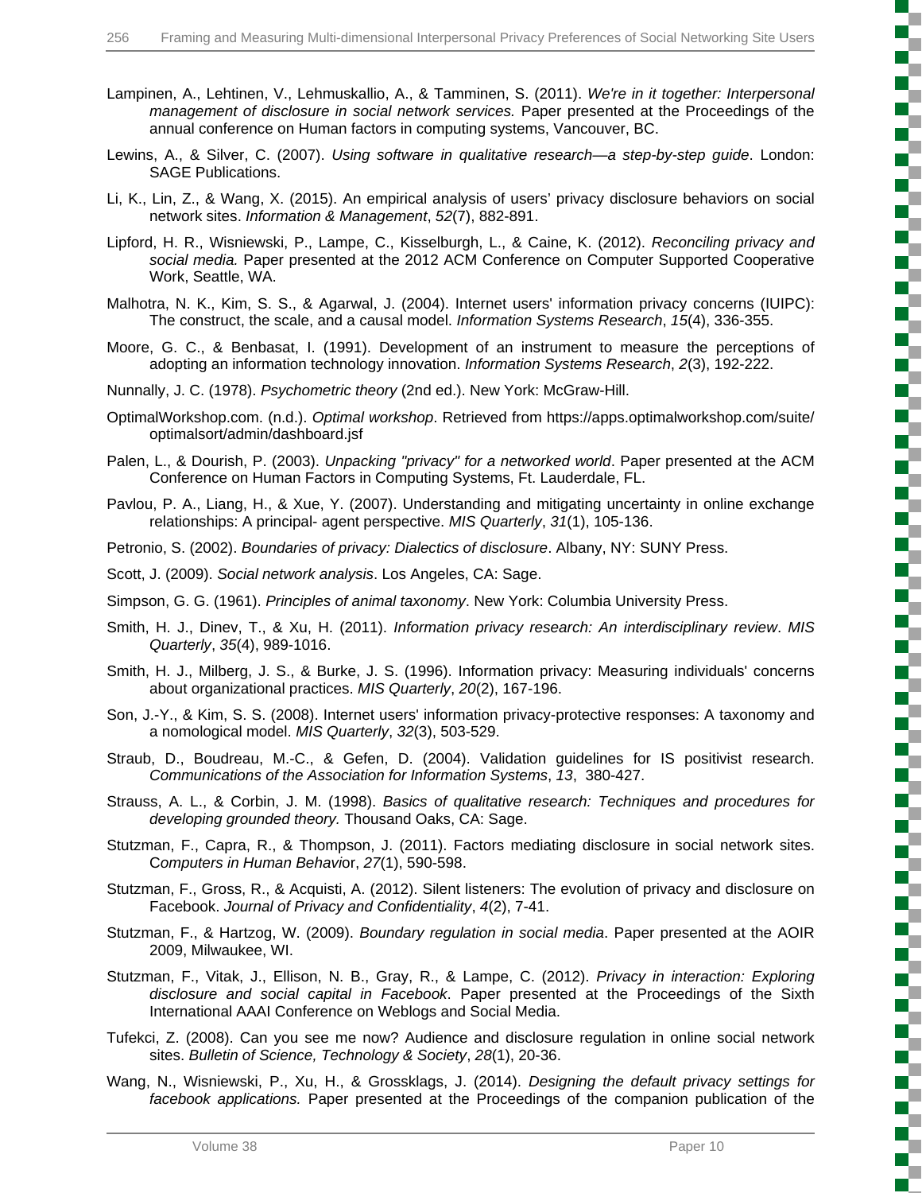Lampinen, A., Lehtinen, V., Lehmuskallio, A., & Tamminen, S. (2011). *We're in it together: Interpersonal management of disclosure in social network services.* Paper presented at the Proceedings of the annual conference on Human factors in computing systems, Vancouver, BC.

Lewins, A., & Silver, C. (2007). *Using software in qualitative research—a step-by-step guide*. London: SAGE Publications.

Li, K., Lin, Z., & Wang, X. (2015). An empirical analysis of users' privacy disclosure behaviors on social network sites. *Information & Management*, *52*(7), 882-891.

Lipford, H. R., Wisniewski, P., Lampe, C., Kisselburgh, L., & Caine, K. (2012). *Reconciling privacy and social media.* Paper presented at the 2012 ACM Conference on Computer Supported Cooperative Work, Seattle, WA.

Malhotra, N. K., Kim, S. S., & Agarwal, J. (2004). Internet users' information privacy concerns (IUIPC): The construct, the scale, and a causal model. *Information Systems Research*, *15*(4), 336-355.

Moore, G. C., & Benbasat, I. (1991). Development of an instrument to measure the perceptions of adopting an information technology innovation. *Information Systems Research*, *2*(3), 192-222.

Nunnally, J. C. (1978). *Psychometric theory* (2nd ed.). New York: McGraw-Hill.

OptimalWorkshop.com. (n.d.). *Optimal workshop*. Retrieved from https://apps.optimalworkshop.com/suite/optimalsort/admin/dashboard.jsf

Palen, L., & Dourish, P. (2003). *Unpacking "privacy" for a networked world*. Paper presented at the ACM Conference on Human Factors in Computing Systems, Ft. Lauderdale, FL.

Pavlou, P. A., Liang, H., & Xue, Y. (2007). Understanding and mitigating uncertainty in online exchange relationships: A principal- agent perspective. *MIS Quarterly*, *31*(1), 105-136.

Petronio, S. (2002). *Boundaries of privacy: Dialectics of disclosure*. Albany, NY: SUNY Press.

Scott, J. (2009). *Social network analysis*. Los Angeles, CA: Sage.

Simpson, G. G. (1961). *Principles of animal taxonomy*. New York: Columbia University Press.

Smith, H. J., Dinev, T., & Xu, H. (2011). *Information privacy research: An interdisciplinary review*. *MIS Quarterly*, *35*(4), 989-1016.

Smith, H. J., Milberg, J. S., & Burke, J. S. (1996). Information privacy: Measuring individuals' concerns about organizational practices. *MIS Quarterly*, *20*(2), 167-196.

Son, J.-Y., & Kim, S. S. (2008). Internet users' information privacy-protective responses: A taxonomy and a nomological model. *MIS Quarterly*, *32*(3), 503-529.

Straub, D., Boudreau, M.-C., & Gefen, D. (2004). Validation guidelines for IS positivist research. *Communications of the Association for Information Systems*, *13*, 380-427.

Strauss, A. L., & Corbin, J. M. (1998). *Basics of qualitative research: Techniques and procedures for developing grounded theory.* Thousand Oaks, CA: Sage.

Stutzman, F., Capra, R., & Thompson, J. (2011). Factors mediating disclosure in social network sites. *Computers in Human Behavior*, *27*(1), 590-598.

Stutzman, F., Gross, R., & Acquisti, A. (2012). Silent listeners: The evolution of privacy and disclosure on Facebook. *Journal of Privacy and Confidentiality*, *4*(2), 7-41.

Stutzman, F., & Hartzog, W. (2009). *Boundary regulation in social media*. Paper presented at the AOIR 2009, Milwaukee, WI.

Stutzman, F., Vitak, J., Ellison, N. B., Gray, R., & Lampe, C. (2012). *Privacy in interaction: Exploring disclosure and social capital in Facebook*. Paper presented at the Proceedings of the Sixth International AAAI Conference on Weblogs and Social Media.

Tufekci, Z. (2008). Can you see me now? Audience and disclosure regulation in online social network sites. *Bulletin of Science, Technology & Society*, *28*(1), 20-36.

Wang, N., Wisniewski, P., Xu, H., & Grossklags, J. (2014). *Designing the default privacy settings for facebook applications.* Paper presented at the Proceedings of the companion publication of the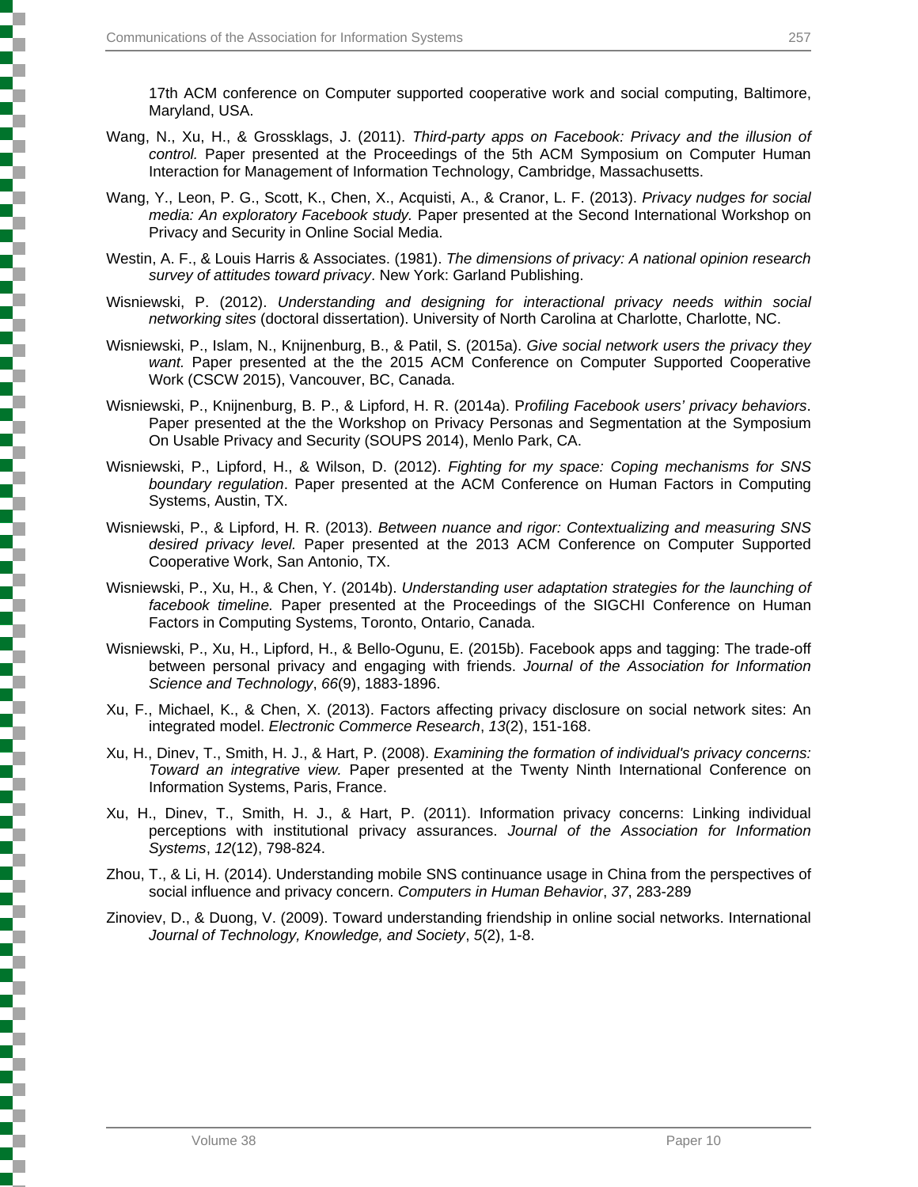17th ACM conference on Computer supported cooperative work and social computing, Baltimore, Maryland, USA.

Wang, N., Xu, H., & Grossklags, J. (2011). *Third-party apps on Facebook: Privacy and the illusion of control.* Paper presented at the Proceedings of the 5th ACM Symposium on Computer Human Interaction for Management of Information Technology, Cambridge, Massachusetts.

Wang, Y., Leon, P. G., Scott, K., Chen, X., Acquisti, A., & Cranor, L. F. (2013). *Privacy nudges for social media: An exploratory Facebook study.* Paper presented at the Second International Workshop on Privacy and Security in Online Social Media.

Westin, A. F., & Louis Harris & Associates. (1981). *The dimensions of privacy: A national opinion research survey of attitudes toward privacy*. New York: Garland Publishing.

Wisniewski, P. (2012). *Understanding and designing for interactional privacy needs within social networking sites* (doctoral dissertation). University of North Carolina at Charlotte, Charlotte, NC.

Wisniewski, P., Islam, N., Knijnenburg, B., & Patil, S. (2015a). *Give social network users the privacy they want.* Paper presented at the the 2015 ACM Conference on Computer Supported Cooperative Work (CSCW 2015), Vancouver, BC, Canada.

Wisniewski, P., Knijnenburg, B. P., & Lipford, H. R. (2014a). P*rofiling Facebook users' privacy behaviors*. Paper presented at the the Workshop on Privacy Personas and Segmentation at the Symposium On Usable Privacy and Security (SOUPS 2014), Menlo Park, CA.

Wisniewski, P., Lipford, H., & Wilson, D. (2012). *Fighting for my space: Coping mechanisms for SNS boundary regulation*. Paper presented at the ACM Conference on Human Factors in Computing Systems, Austin, TX.

Wisniewski, P., & Lipford, H. R. (2013). *Between nuance and rigor: Contextualizing and measuring SNS desired privacy level.* Paper presented at the 2013 ACM Conference on Computer Supported Cooperative Work, San Antonio, TX.

Wisniewski, P., Xu, H., & Chen, Y. (2014b). *Understanding user adaptation strategies for the launching of facebook timeline.* Paper presented at the Proceedings of the SIGCHI Conference on Human Factors in Computing Systems, Toronto, Ontario, Canada.

Wisniewski, P., Xu, H., Lipford, H., & Bello-Ogunu, E. (2015b). Facebook apps and tagging: The trade-off between personal privacy and engaging with friends. *Journal of the Association for Information Science and Technology*, *66*(9), 1883-1896.

Xu, F., Michael, K., & Chen, X. (2013). Factors affecting privacy disclosure on social network sites: An integrated model. *Electronic Commerce Research*, *13*(2), 151-168.

Xu, H., Dinev, T., Smith, H. J., & Hart, P. (2008). *Examining the formation of individual's privacy concerns: Toward an integrative view.* Paper presented at the Twenty Ninth International Conference on Information Systems, Paris, France.

Xu, H., Dinev, T., Smith, H. J., & Hart, P. (2011). Information privacy concerns: Linking individual perceptions with institutional privacy assurances. *Journal of the Association for Information Systems*, *12*(12), 798-824.

Zhou, T., & Li, H. (2014). Understanding mobile SNS continuance usage in China from the perspectives of social influence and privacy concern. *Computers in Human Behavior*, *37*, 283-289

Zinoviev, D., & Duong, V. (2009). Toward understanding friendship in online social networks. International *Journal of Technology, Knowledge, and Society*, *5*(2), 1-8.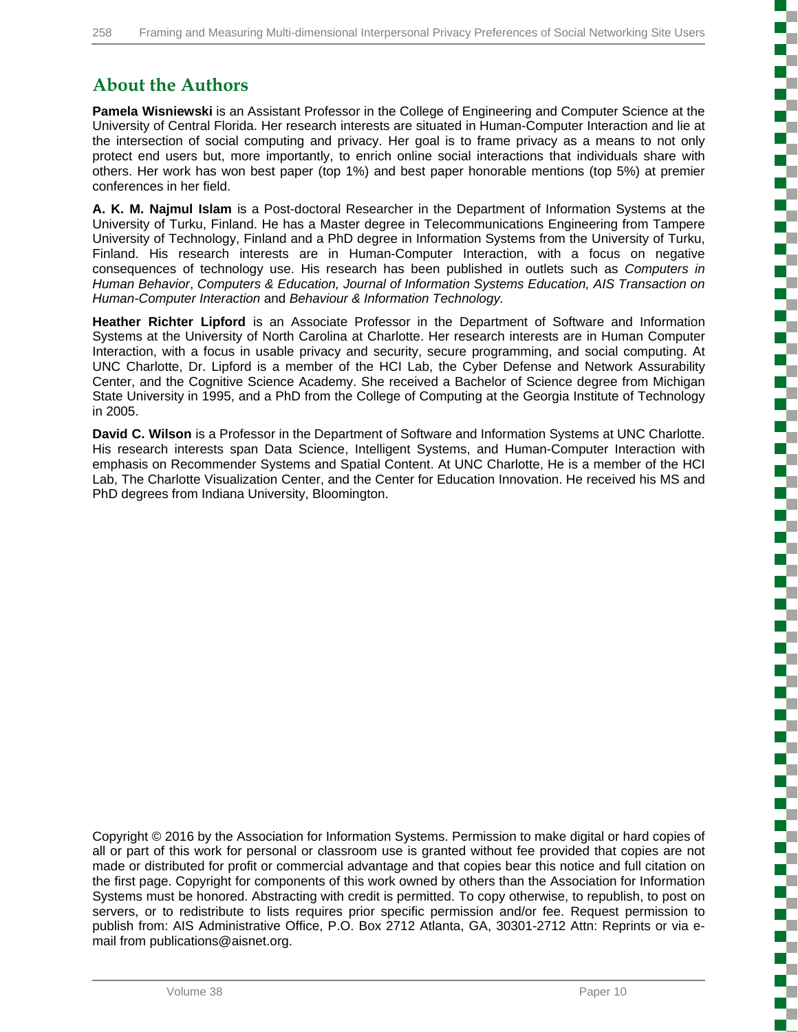## About the Authors

**Pamela Wisniewski** is an Assistant Professor in the College of Engineering and Computer Science at the University of Central Florida. Her research interests are situated in Human-Computer Interaction and lie at the intersection of social computing and privacy. Her goal is to frame privacy as a means to not only protect end users but, more importantly, to enrich online social interactions that individuals share with others. Her work has won best paper (top 1%) and best paper honorable mentions (top 5%) at premier conferences in her field.

**A. K. M. Najmul Islam** is a Post-doctoral Researcher in the Department of Information Systems at the University of Turku, Finland. He has a Master degree in Telecommunications Engineering from Tampere University of Technology, Finland and a PhD degree in Information Systems from the University of Turku, Finland. His research interests are in Human-Computer Interaction, with a focus on negative consequences of technology use. His research has been published in outlets such as *Computers in Human Behavior*, *Computers & Education, Journal of Information Systems Education, AIS Transaction on Human-Computer Interaction* and *Behaviour & Information Technology.*

**Heather Richter Lipford** is an Associate Professor in the Department of Software and Information Systems at the University of North Carolina at Charlotte. Her research interests are in Human Computer Interaction, with a focus in usable privacy and security, secure programming, and social computing. At UNC Charlotte, Dr. Lipford is a member of the HCI Lab, the Cyber Defense and Network Assurability Center, and the Cognitive Science Academy. She received a Bachelor of Science degree from Michigan State University in 1995, and a PhD from the College of Computing at the Georgia Institute of Technology in 2005.

**David C. Wilson** is a Professor in the Department of Software and Information Systems at UNC Charlotte. His research interests span Data Science, Intelligent Systems, and Human-Computer Interaction with emphasis on Recommender Systems and Spatial Content. At UNC Charlotte, He is a member of the HCI Lab, The Charlotte Visualization Center, and the Center for Education Innovation. He received his MS and PhD degrees from Indiana University, Bloomington.

Copyright © 2016 by the Association for Information Systems. Permission to make digital or hard copies of all or part of this work for personal or classroom use is granted without fee provided that copies are not made or distributed for profit or commercial advantage and that copies bear this notice and full citation on the first page. Copyright for components of this work owned by others than the Association for Information Systems must be honored. Abstracting with credit is permitted. To copy otherwise, to republish, to post on servers, or to redistribute to lists requires prior specific permission and/or fee. Request permission to publish from: AIS Administrative Office, P.O. Box 2712 Atlanta, GA, 30301-2712 Attn: Reprints or via e-mail from publications@aisnet.org.